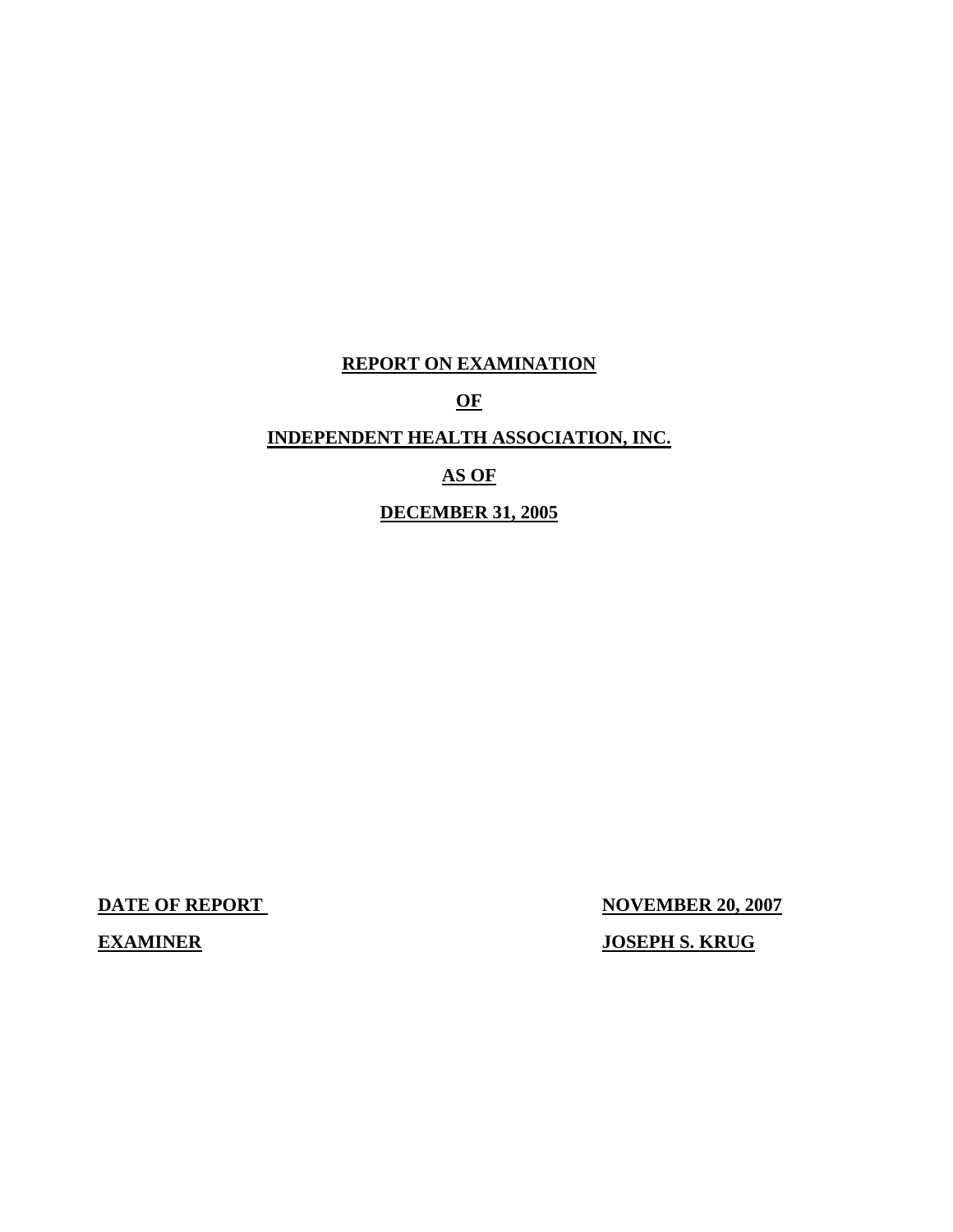# REPORT ON EXAMINATION

# OF

# INDEPENDENT HEALTH ASSOCIATION, INC.

# AS OF

# DECEMBER 31, 2005

**DATE OF REPORT** **NOVEMBER 20, 2007**

**EXAMINER** **JOSEPH S. KRUG**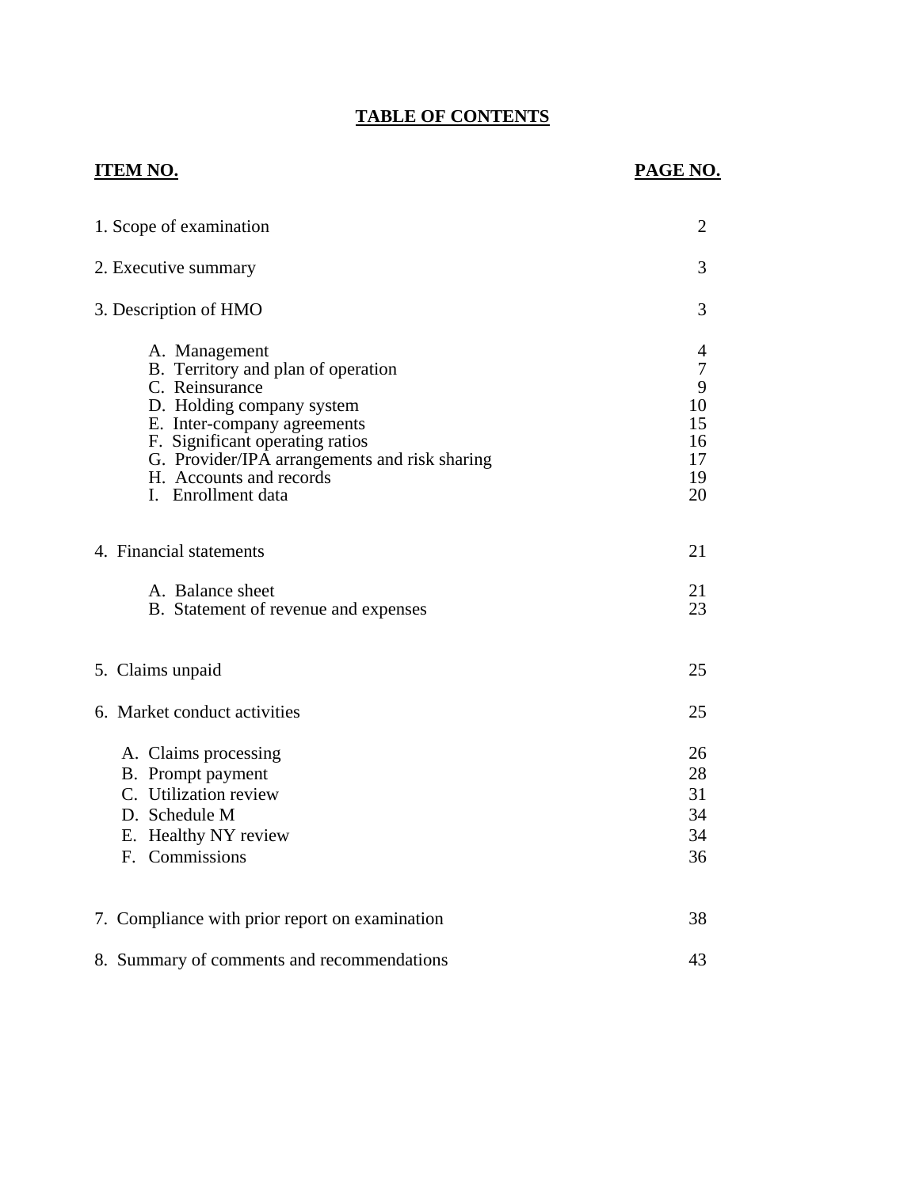# TABLE OF CONTENTS

| ITEM NO. | PAGE NO. |
|---|---|
| 1. Scope of examination | 2 |
| 2. Executive summary | 3 |
| 3. Description of HMO | 3 |
| A. Management | 4 |
| B. Territory and plan of operation | 7 |
| C. Reinsurance | 9 |
| D. Holding company system | 10 |
| E. Inter-company agreements | 15 |
| F. Significant operating ratios | 16 |
| G. Provider/IPA arrangements and risk sharing | 17 |
| H. Accounts and records | 19 |
| I. Enrollment data | 20 |
| 4. Financial statements | 21 |
| A. Balance sheet | 21 |
| B. Statement of revenue and expenses | 23 |
| 5. Claims unpaid | 25 |
| 6. Market conduct activities | 25 |
| A. Claims processing | 26 |
| B. Prompt payment | 28 |
| C. Utilization review | 31 |
| D. Schedule M | 34 |
| E. Healthy NY review | 34 |
| F. Commissions | 36 |
| 7. Compliance with prior report on examination | 38 |
| 8. Summary of comments and recommendations | 43 |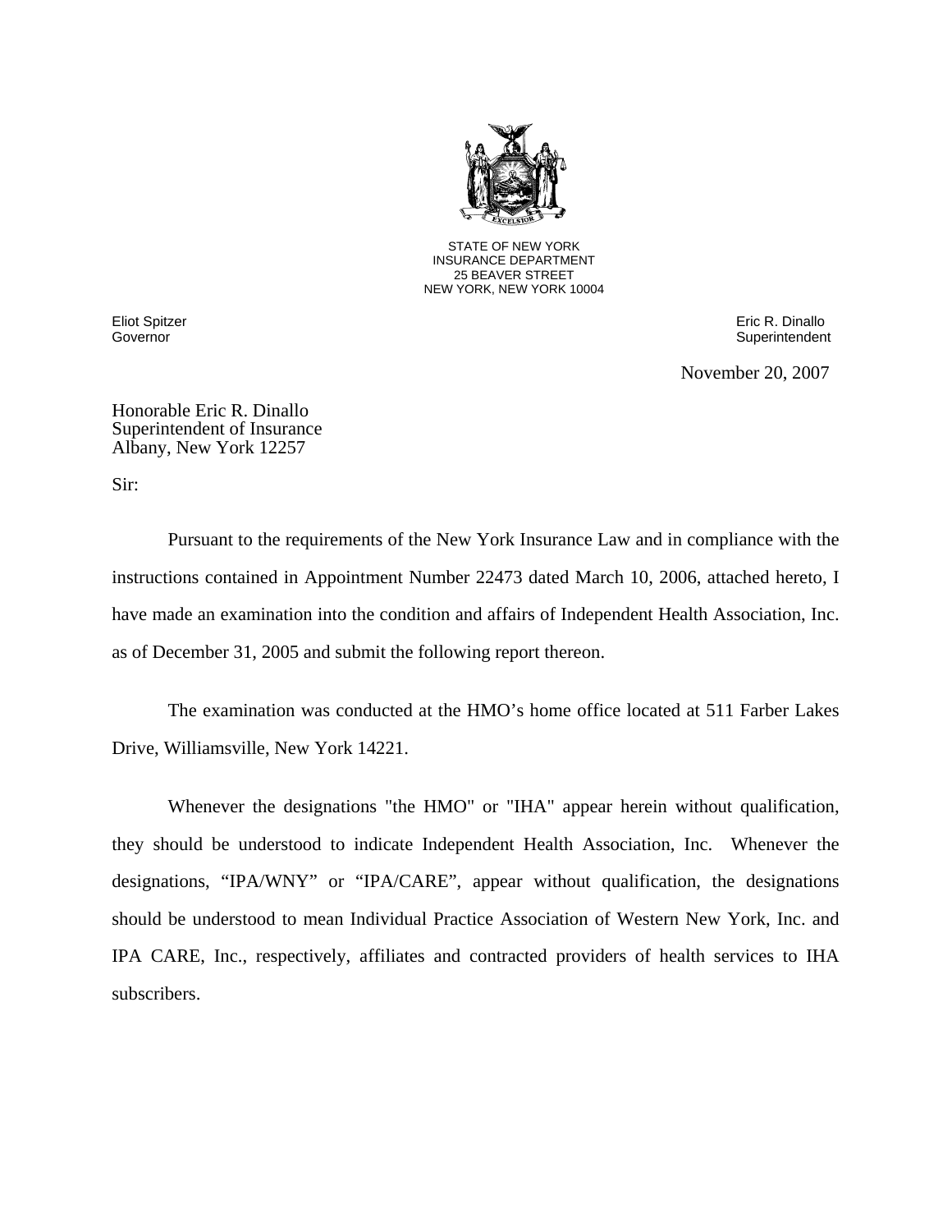STATE OF NEW YORK
INSURANCE DEPARTMENT
25 BEAVER STREET
NEW YORK, NEW YORK 10004

Eliot Spitzer
Governor

Eric R. Dinallo
Superintendent

November 20, 2007

Honorable Eric R. Dinallo
Superintendent of Insurance
Albany, New York 12257

Sir:

Pursuant to the requirements of the New York Insurance Law and in compliance with the instructions contained in Appointment Number 22473 dated March 10, 2006, attached hereto, I have made an examination into the condition and affairs of Independent Health Association, Inc. as of December 31, 2005 and submit the following report thereon.

The examination was conducted at the HMO's home office located at 511 Farber Lakes Drive, Williamsville, New York 14221.

Whenever the designations "the HMO" or "IHA" appear herein without qualification, they should be understood to indicate Independent Health Association, Inc. Whenever the designations, "IPA/WNY" or "IPA/CARE", appear without qualification, the designations should be understood to mean Individual Practice Association of Western New York, Inc. and IPA CARE, Inc., respectively, affiliates and contracted providers of health services to IHA subscribers.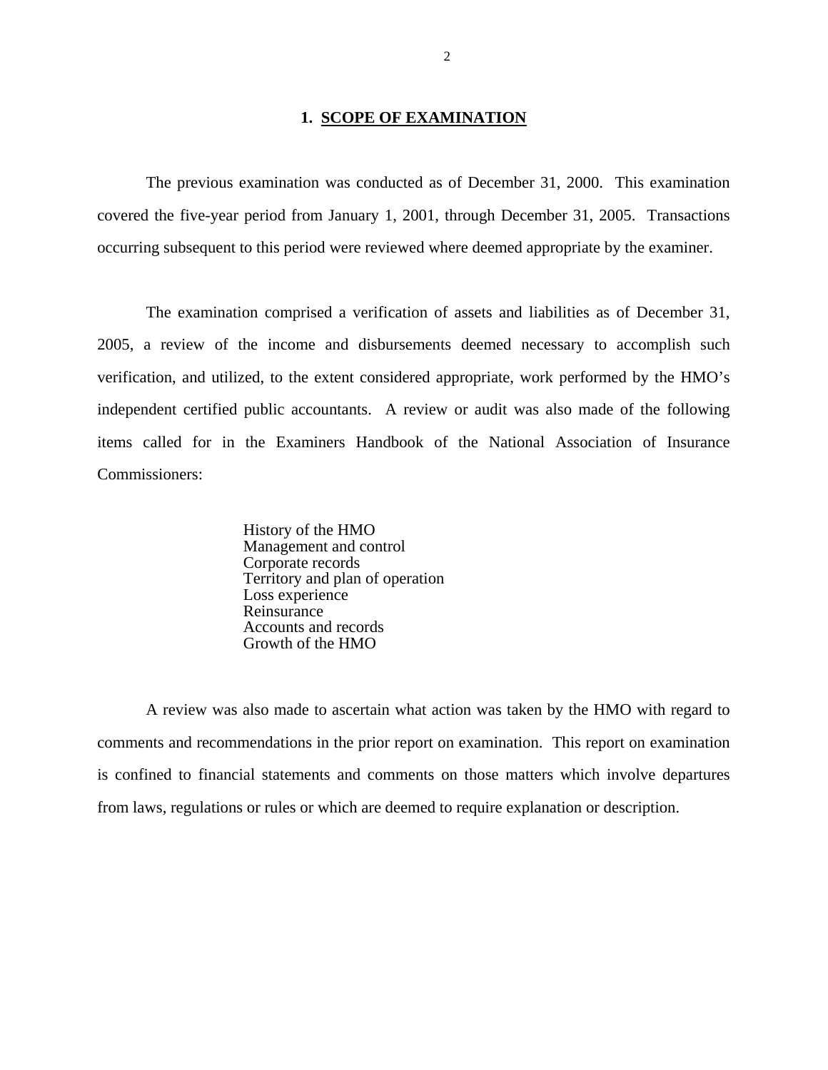## 1. SCOPE OF EXAMINATION

The previous examination was conducted as of December 31, 2000. This examination covered the five-year period from January 1, 2001, through December 31, 2005. Transactions occurring subsequent to this period were reviewed where deemed appropriate by the examiner.

The examination comprised a verification of assets and liabilities as of December 31, 2005, a review of the income and disbursements deemed necessary to accomplish such verification, and utilized, to the extent considered appropriate, work performed by the HMO's independent certified public accountants. A review or audit was also made of the following items called for in the Examiners Handbook of the National Association of Insurance Commissioners:

History of the HMO
Management and control
Corporate records
Territory and plan of operation
Loss experience
Reinsurance
Accounts and records
Growth of the HMO

A review was also made to ascertain what action was taken by the HMO with regard to comments and recommendations in the prior report on examination. This report on examination is confined to financial statements and comments on those matters which involve departures from laws, regulations or rules or which are deemed to require explanation or description.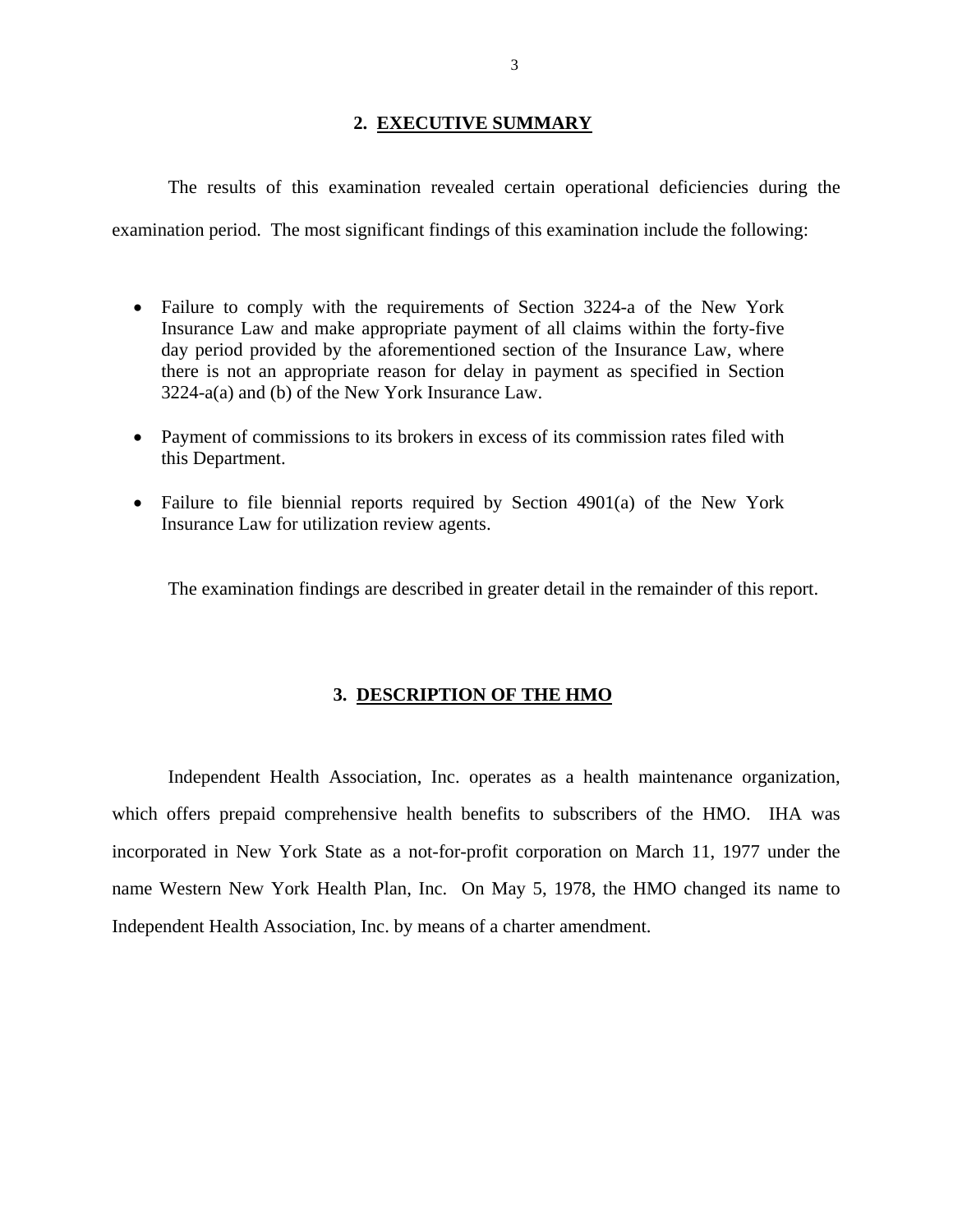## 2. EXECUTIVE SUMMARY

The results of this examination revealed certain operational deficiencies during the examination period. The most significant findings of this examination include the following:

- Failure to comply with the requirements of Section 3224-a of the New York Insurance Law and make appropriate payment of all claims within the forty-five day period provided by the aforementioned section of the Insurance Law, where there is not an appropriate reason for delay in payment as specified in Section 3224-a(a) and (b) of the New York Insurance Law.
- Payment of commissions to its brokers in excess of its commission rates filed with this Department.
- Failure to file biennial reports required by Section 4901(a) of the New York Insurance Law for utilization review agents.

The examination findings are described in greater detail in the remainder of this report.

## 3. DESCRIPTION OF THE HMO

Independent Health Association, Inc. operates as a health maintenance organization, which offers prepaid comprehensive health benefits to subscribers of the HMO. IHA was incorporated in New York State as a not-for-profit corporation on March 11, 1977 under the name Western New York Health Plan, Inc. On May 5, 1978, the HMO changed its name to Independent Health Association, Inc. by means of a charter amendment.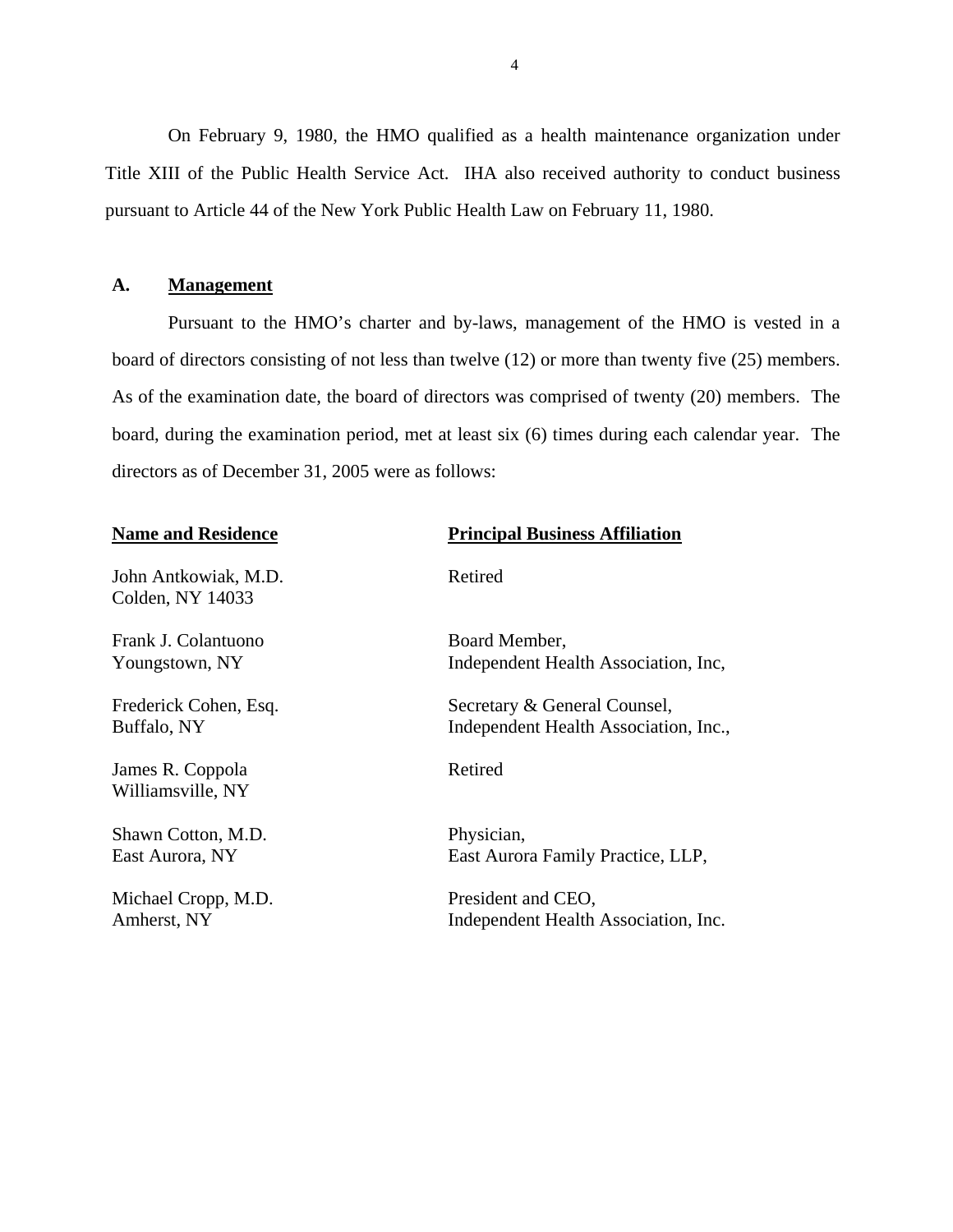On February 9, 1980, the HMO qualified as a health maintenance organization under Title XIII of the Public Health Service Act. IHA also received authority to conduct business pursuant to Article 44 of the New York Public Health Law on February 11, 1980.

## A. Management

Pursuant to the HMO's charter and by-laws, management of the HMO is vested in a board of directors consisting of not less than twelve (12) or more than twenty five (25) members. As of the examination date, the board of directors was comprised of twenty (20) members. The board, during the examination period, met at least six (6) times during each calendar year. The directors as of December 31, 2005 were as follows:

| Name and Residence | Principal Business Affiliation |
|---|---|
| John Antkowiak, M.D.<br>Colden, NY 14033 | Retired |
| Frank J. Colantuono<br>Youngstown, NY | Board Member,<br>Independent Health Association, Inc, |
| Frederick Cohen, Esq.<br>Buffalo, NY | Secretary & General Counsel,<br>Independent Health Association, Inc., |
| James R. Coppola<br>Williamsville, NY | Retired |
| Shawn Cotton, M.D.<br>East Aurora, NY | Physician,<br>East Aurora Family Practice, LLP, |
| Michael Cropp, M.D.<br>Amherst, NY | President and CEO,<br>Independent Health Association, Inc. |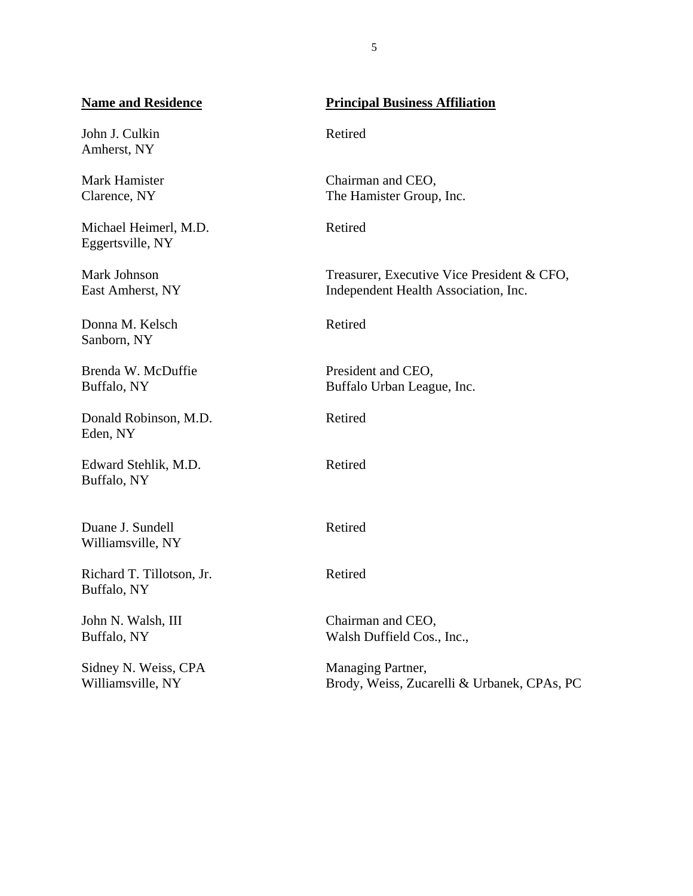| **Name and Residence** | **Principal Business Affiliation** |
|---|---|
| John J. Culkin<br>Amherst, NY | Retired |
| Mark Hamister<br>Clarence, NY | Chairman and CEO,<br>The Hamister Group, Inc. |
| Michael Heimerl, M.D.<br>Eggertsville, NY | Retired |
| Mark Johnson<br>East Amherst, NY | Treasurer, Executive Vice President & CFO,<br>Independent Health Association, Inc. |
| Donna M. Kelsch<br>Sanborn, NY | Retired |
| Brenda W. McDuffie<br>Buffalo, NY | President and CEO,<br>Buffalo Urban League, Inc. |
| Donald Robinson, M.D.<br>Eden, NY | Retired |
| Edward Stehlik, M.D.<br>Buffalo, NY | Retired |
| Duane J. Sundell<br>Williamsville, NY | Retired |
| Richard T. Tillotson, Jr.<br>Buffalo, NY | Retired |
| John N. Walsh, III<br>Buffalo, NY | Chairman and CEO,<br>Walsh Duffield Cos., Inc., |
| Sidney N. Weiss, CPA<br>Williamsville, NY | Managing Partner,<br>Brody, Weiss, Zucarelli & Urbanek, CPAs, PC |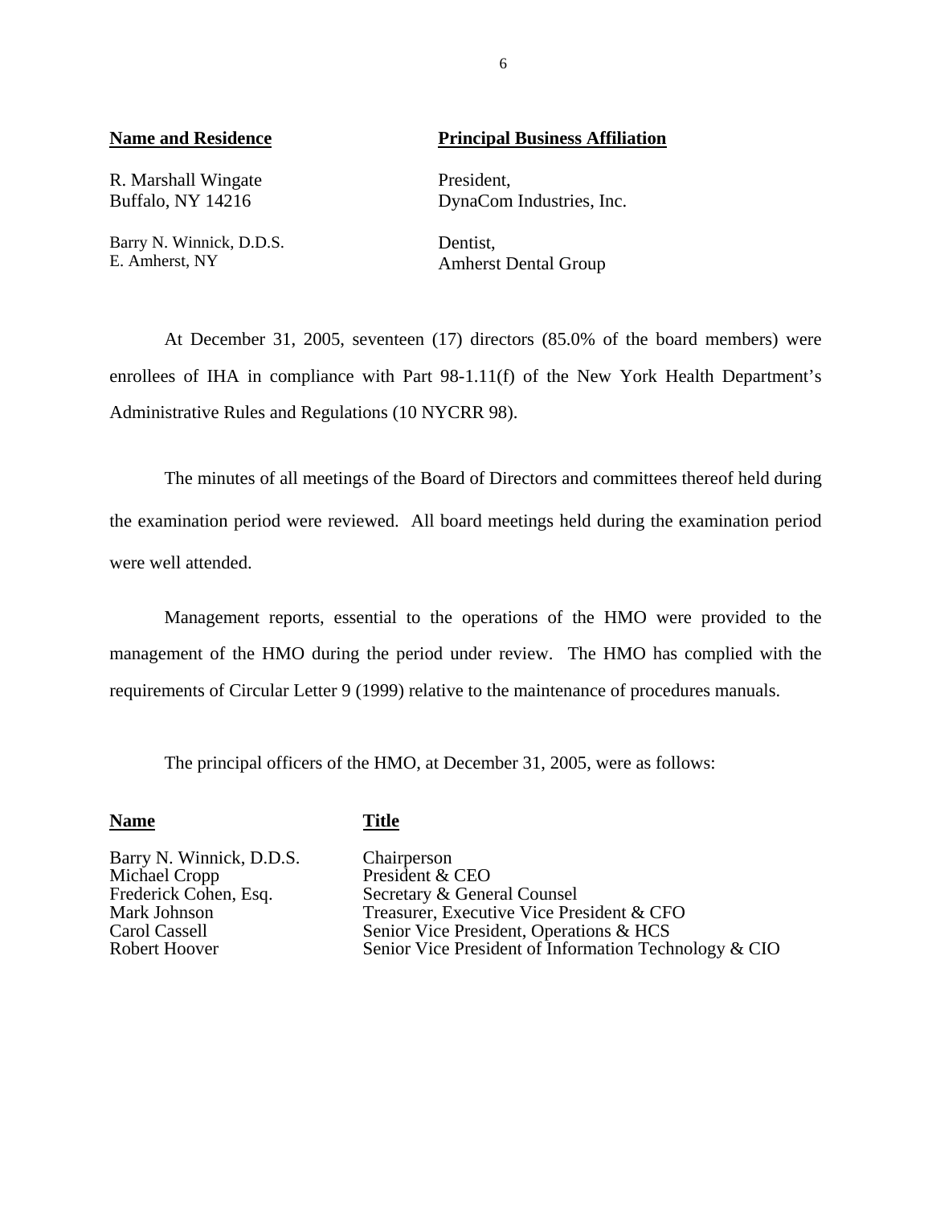| **Name and Residence** | **Principal Business Affiliation** |
| --- | --- |
| R. Marshall Wingate<br>Buffalo, NY 14216 | President,<br>DynaCom Industries, Inc. |
| Barry N. Winnick, D.D.S.<br>E. Amherst, NY | Dentist,<br>Amherst Dental Group |

At December 31, 2005, seventeen (17) directors (85.0% of the board members) were enrollees of IHA in compliance with Part 98-1.11(f) of the New York Health Department's Administrative Rules and Regulations (10 NYCRR 98).

The minutes of all meetings of the Board of Directors and committees thereof held during the examination period were reviewed. All board meetings held during the examination period were well attended.

Management reports, essential to the operations of the HMO were provided to the management of the HMO during the period under review. The HMO has complied with the requirements of Circular Letter 9 (1999) relative to the maintenance of procedures manuals.

The principal officers of the HMO, at December 31, 2005, were as follows:

| **Name** | **Title** |
| --- | --- |
| Barry N. Winnick, D.D.S. | Chairperson |
| Michael Cropp | President & CEO |
| Frederick Cohen, Esq. | Secretary & General Counsel |
| Mark Johnson | Treasurer, Executive Vice President & CFO |
| Carol Cassell | Senior Vice President, Operations & HCS |
| Robert Hoover | Senior Vice President of Information Technology & CIO |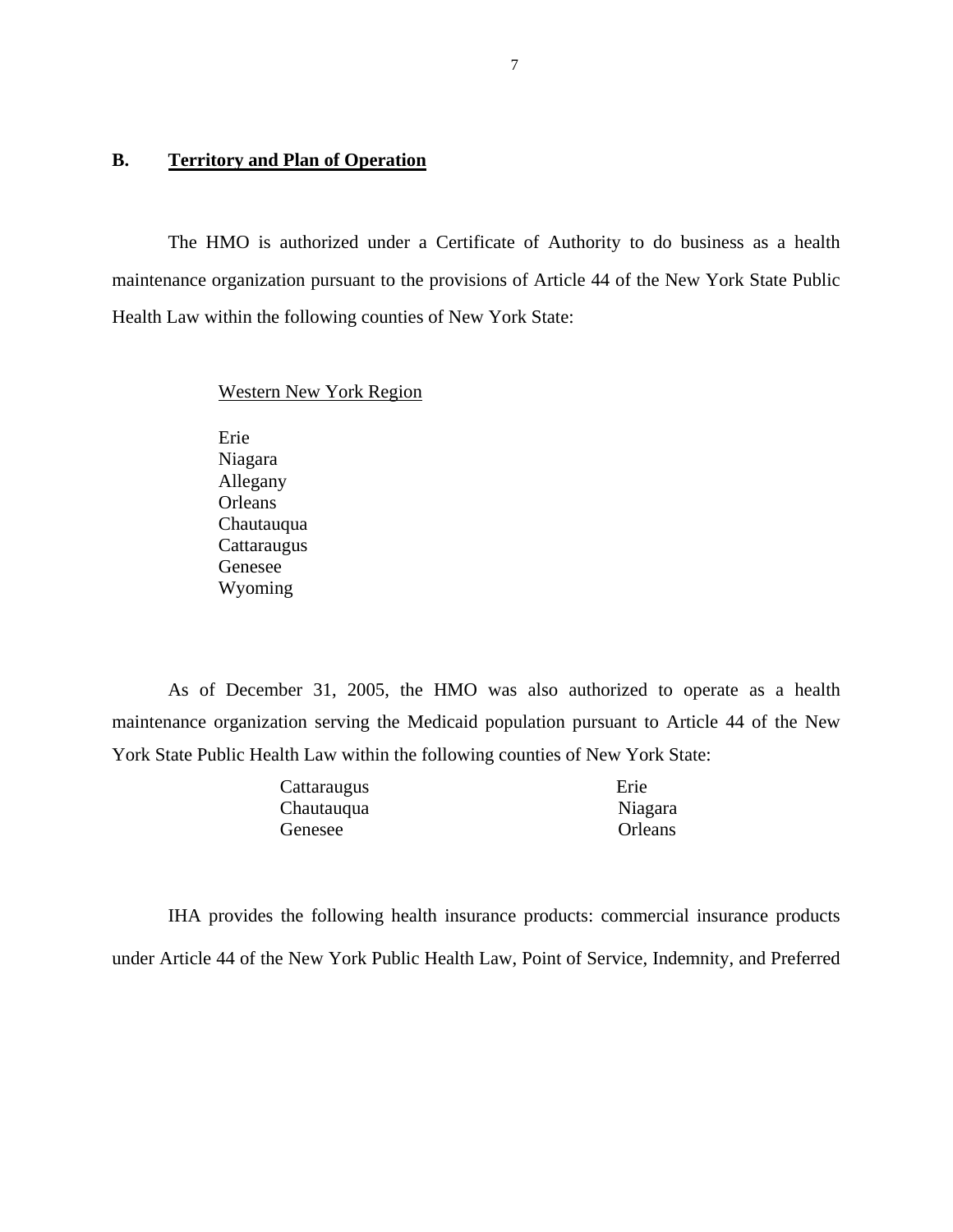## B. Territory and Plan of Operation

The HMO is authorized under a Certificate of Authority to do business as a health maintenance organization pursuant to the provisions of Article 44 of the New York State Public Health Law within the following counties of New York State:

Western New York Region

Erie
Niagara
Allegany
Orleans
Chautauqua
Cattaraugus
Genesee
Wyoming

As of December 31, 2005, the HMO was also authorized to operate as a health maintenance organization serving the Medicaid population pursuant to Article 44 of the New York State Public Health Law within the following counties of New York State:

| | |
|---|---|
| Cattaraugus | Erie |
| Chautauqua | Niagara |
| Genesee | Orleans |

IHA provides the following health insurance products: commercial insurance products under Article 44 of the New York Public Health Law, Point of Service, Indemnity, and Preferred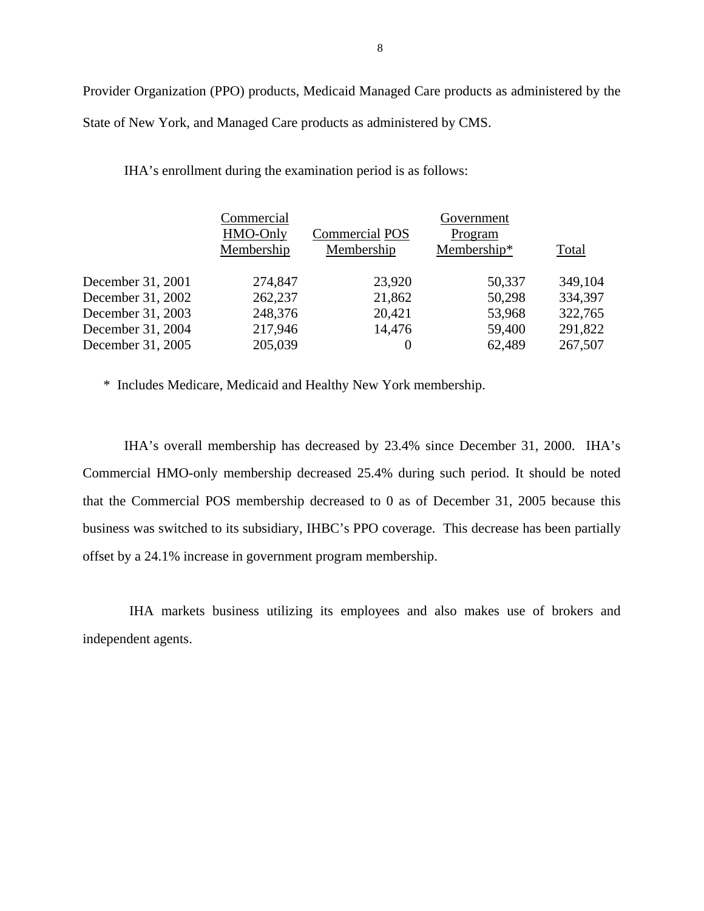Provider Organization (PPO) products, Medicaid Managed Care products as administered by the State of New York, and Managed Care products as administered by CMS.

IHA's enrollment during the examination period is as follows:

| | Commercial HMO-Only Membership | Commercial POS Membership | Government Program Membership* | Total |
|---|---|---|---|---|
| December 31, 2001 | 274,847 | 23,920 | 50,337 | 349,104 |
| December 31, 2002 | 262,237 | 21,862 | 50,298 | 334,397 |
| December 31, 2003 | 248,376 | 20,421 | 53,968 | 322,765 |
| December 31, 2004 | 217,946 | 14,476 | 59,400 | 291,822 |
| December 31, 2005 | 205,039 | 0 | 62,489 | 267,507 |

\* Includes Medicare, Medicaid and Healthy New York membership.

IHA's overall membership has decreased by 23.4% since December 31, 2000. IHA's Commercial HMO-only membership decreased 25.4% during such period. It should be noted that the Commercial POS membership decreased to 0 as of December 31, 2005 because this business was switched to its subsidiary, IHBC's PPO coverage. This decrease has been partially offset by a 24.1% increase in government program membership.

IHA markets business utilizing its employees and also makes use of brokers and independent agents.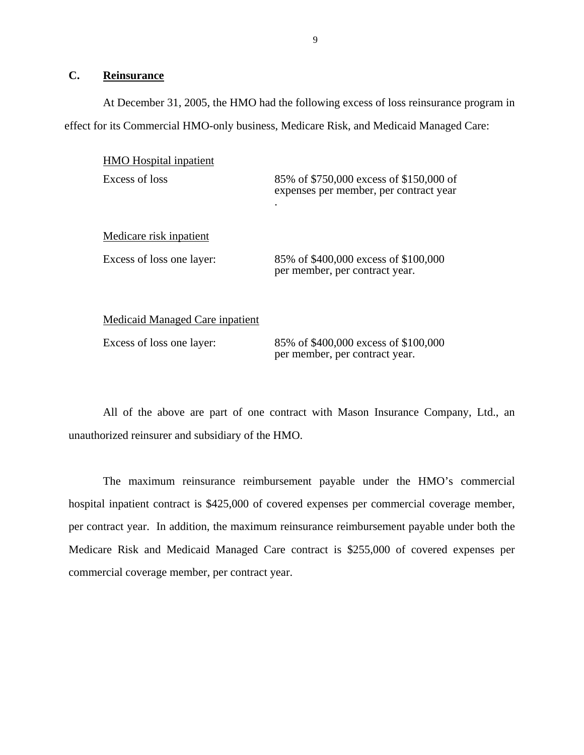## C. Reinsurance

At December 31, 2005, the HMO had the following excess of loss reinsurance program in effect for its Commercial HMO-only business, Medicare Risk, and Medicaid Managed Care:

| HMO Hospital inpatient | |
|---|---|
| Excess of loss | 85% of $750,000 excess of $150,000 of expenses per member, per contract year . |
| Medicare risk inpatient | |
| Excess of loss one layer: | 85% of $400,000 excess of $100,000 per member, per contract year. |
| Medicaid Managed Care inpatient | |
| Excess of loss one layer: | 85% of $400,000 excess of $100,000 per member, per contract year. |

All of the above are part of one contract with Mason Insurance Company, Ltd., an unauthorized reinsurer and subsidiary of the HMO.

The maximum reinsurance reimbursement payable under the HMO's commercial hospital inpatient contract is $425,000 of covered expenses per commercial coverage member, per contract year. In addition, the maximum reinsurance reimbursement payable under both the Medicare Risk and Medicaid Managed Care contract is $255,000 of covered expenses per commercial coverage member, per contract year.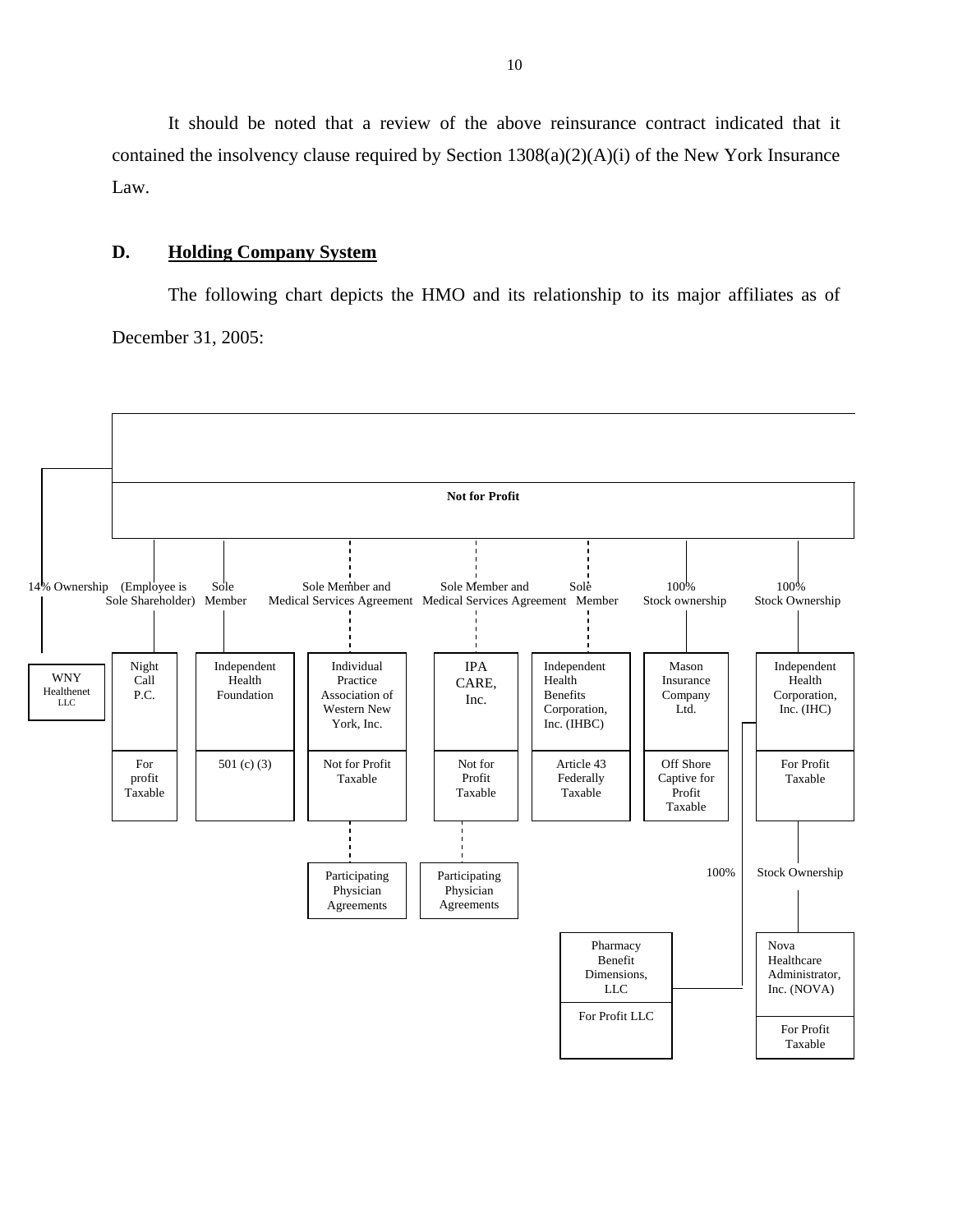It should be noted that a review of the above reinsurance contract indicated that it contained the insolvency clause required by Section 1308(a)(2)(A)(i) of the New York Insurance Law.

## D. Holding Company System

The following chart depicts the HMO and its relationship to its major affiliates as of December 31, 2005:

Not for Profit

| Relationship | Entity | Status |
|---|---|---|
| 14% Ownership | WNY Healthenet LLC | |
| (Employee is Sole Shareholder) | Night Call P.C. | For profit Taxable |
| Sole Member | Independent Health Foundation | 501 (c) (3) |
| Sole Member and Medical Services Agreement | Individual Practice Association of Western New York, Inc. | Not for Profit Taxable |
| Sole Member and Medical Services Agreement | IPA CARE, Inc. | Not for Profit Taxable |
| Sole Member | Independent Health Benefits Corporation, Inc. (IHBC) | Article 43 Federally Taxable |
| 100% Stock ownership | Mason Insurance Company Ltd. | Off Shore Captive for Profit Taxable |
| 100% Stock Ownership | Independent Health Corporation, Inc. (IHC) | For Profit Taxable |

Individual Practice Association of Western New York, Inc. → Participating Physician Agreements

IPA CARE, Inc. → Participating Physician Agreements

Independent Health Corporation, Inc. (IHC):

| Relationship | Entity | Status |
|---|---|---|
| 100% | Pharmacy Benefit Dimensions, LLC | For Profit LLC |
| Stock Ownership | Nova Healthcare Administrator, Inc. (NOVA) | For Profit Taxable |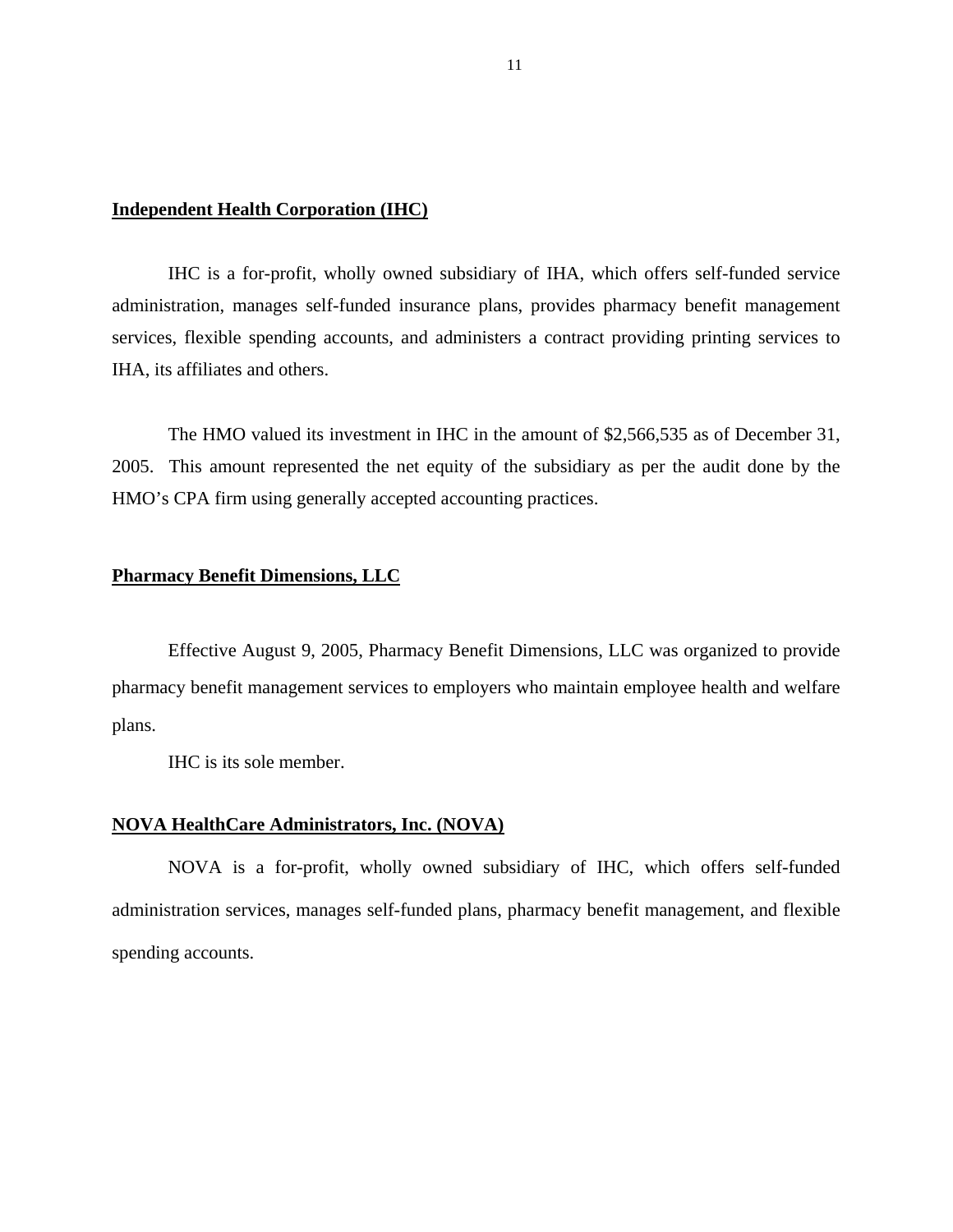**Independent Health Corporation (IHC)**

IHC is a for-profit, wholly owned subsidiary of IHA, which offers self-funded service administration, manages self-funded insurance plans, provides pharmacy benefit management services, flexible spending accounts, and administers a contract providing printing services to IHA, its affiliates and others.

The HMO valued its investment in IHC in the amount of $2,566,535 as of December 31, 2005. This amount represented the net equity of the subsidiary as per the audit done by the HMO's CPA firm using generally accepted accounting practices.

**Pharmacy Benefit Dimensions, LLC**

Effective August 9, 2005, Pharmacy Benefit Dimensions, LLC was organized to provide pharmacy benefit management services to employers who maintain employee health and welfare plans.

IHC is its sole member.

**NOVA HealthCare Administrators, Inc. (NOVA)**

NOVA is a for-profit, wholly owned subsidiary of IHC, which offers self-funded administration services, manages self-funded plans, pharmacy benefit management, and flexible spending accounts.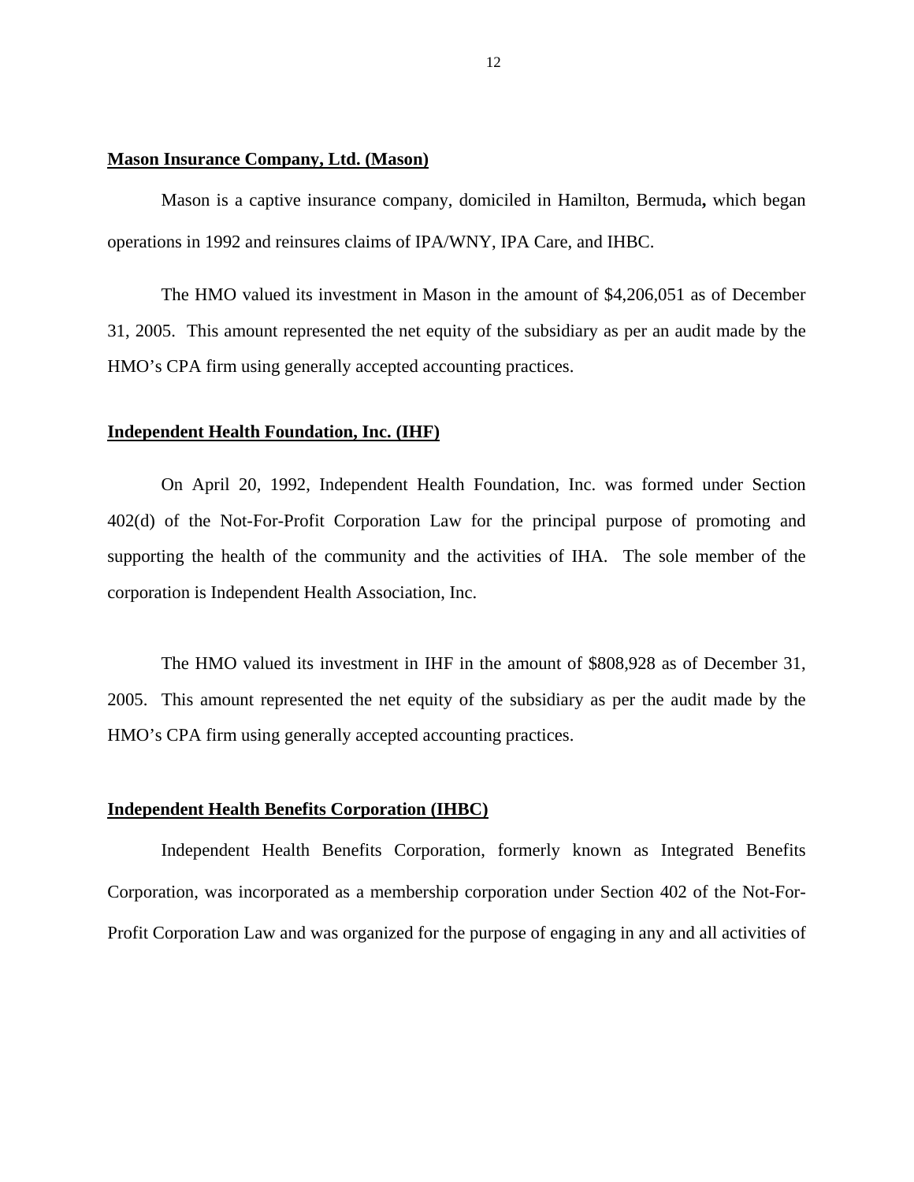**Mason Insurance Company, Ltd. (Mason)**

Mason is a captive insurance company, domiciled in Hamilton, Bermuda**,** which began operations in 1992 and reinsures claims of IPA/WNY, IPA Care, and IHBC.

The HMO valued its investment in Mason in the amount of $4,206,051 as of December 31, 2005. This amount represented the net equity of the subsidiary as per an audit made by the HMO's CPA firm using generally accepted accounting practices.

**Independent Health Foundation, Inc. (IHF)**

On April 20, 1992, Independent Health Foundation, Inc. was formed under Section 402(d) of the Not-For-Profit Corporation Law for the principal purpose of promoting and supporting the health of the community and the activities of IHA. The sole member of the corporation is Independent Health Association, Inc.

The HMO valued its investment in IHF in the amount of $808,928 as of December 31, 2005. This amount represented the net equity of the subsidiary as per the audit made by the HMO's CPA firm using generally accepted accounting practices.

**Independent Health Benefits Corporation (IHBC)**

Independent Health Benefits Corporation, formerly known as Integrated Benefits Corporation, was incorporated as a membership corporation under Section 402 of the Not-For-Profit Corporation Law and was organized for the purpose of engaging in any and all activities of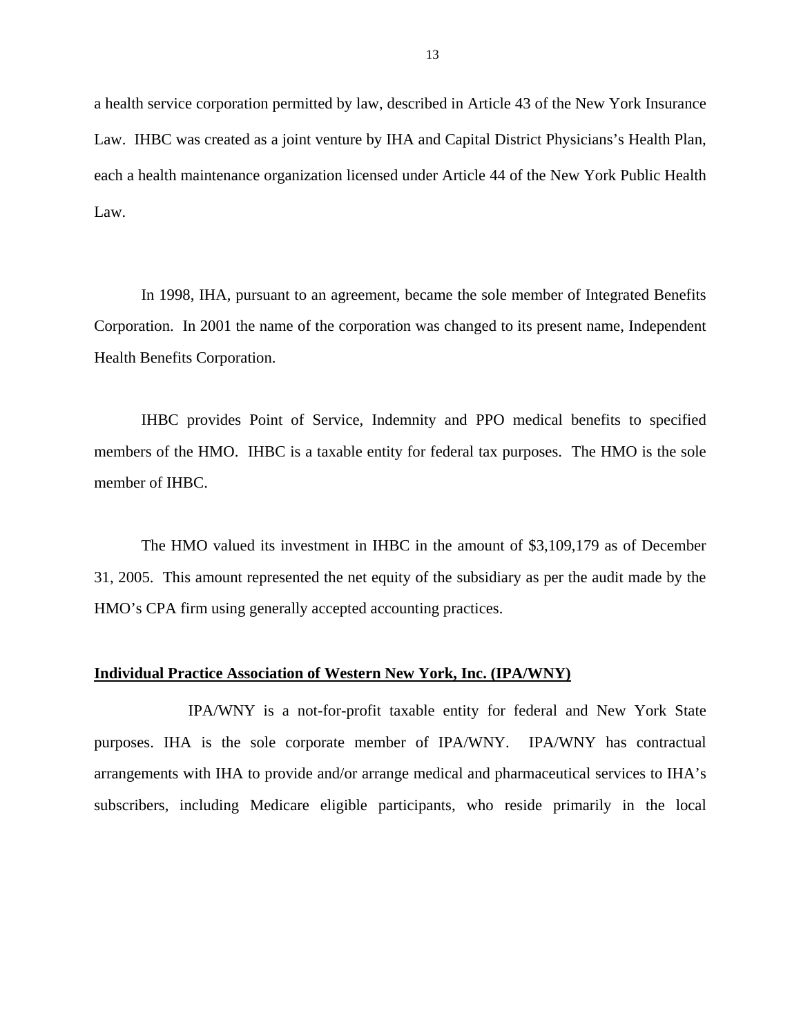a health service corporation permitted by law, described in Article 43 of the New York Insurance Law. IHBC was created as a joint venture by IHA and Capital District Physicians's Health Plan, each a health maintenance organization licensed under Article 44 of the New York Public Health Law.

In 1998, IHA, pursuant to an agreement, became the sole member of Integrated Benefits Corporation. In 2001 the name of the corporation was changed to its present name, Independent Health Benefits Corporation.

IHBC provides Point of Service, Indemnity and PPO medical benefits to specified members of the HMO. IHBC is a taxable entity for federal tax purposes. The HMO is the sole member of IHBC.

The HMO valued its investment in IHBC in the amount of $3,109,179 as of December 31, 2005. This amount represented the net equity of the subsidiary as per the audit made by the HMO's CPA firm using generally accepted accounting practices.

**Individual Practice Association of Western New York, Inc. (IPA/WNY)**

IPA/WNY is a not-for-profit taxable entity for federal and New York State purposes. IHA is the sole corporate member of IPA/WNY. IPA/WNY has contractual arrangements with IHA to provide and/or arrange medical and pharmaceutical services to IHA's subscribers, including Medicare eligible participants, who reside primarily in the local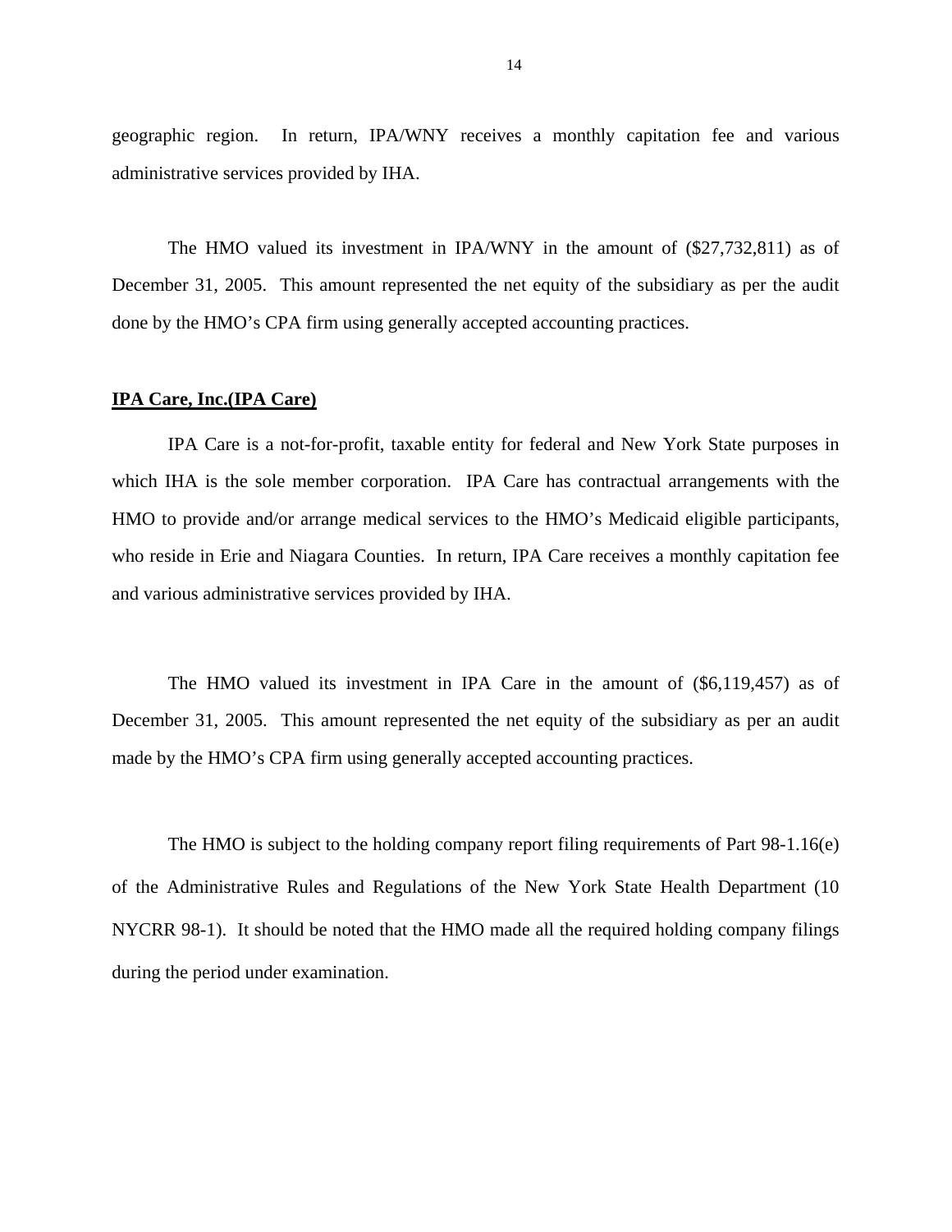geographic region. In return, IPA/WNY receives a monthly capitation fee and various administrative services provided by IHA.

The HMO valued its investment in IPA/WNY in the amount of ($27,732,811) as of December 31, 2005. This amount represented the net equity of the subsidiary as per the audit done by the HMO's CPA firm using generally accepted accounting practices.

**IPA Care, Inc.(IPA Care)**

IPA Care is a not-for-profit, taxable entity for federal and New York State purposes in which IHA is the sole member corporation. IPA Care has contractual arrangements with the HMO to provide and/or arrange medical services to the HMO's Medicaid eligible participants, who reside in Erie and Niagara Counties. In return, IPA Care receives a monthly capitation fee and various administrative services provided by IHA.

The HMO valued its investment in IPA Care in the amount of ($6,119,457) as of December 31, 2005. This amount represented the net equity of the subsidiary as per an audit made by the HMO's CPA firm using generally accepted accounting practices.

The HMO is subject to the holding company report filing requirements of Part 98-1.16(e) of the Administrative Rules and Regulations of the New York State Health Department (10 NYCRR 98-1). It should be noted that the HMO made all the required holding company filings during the period under examination.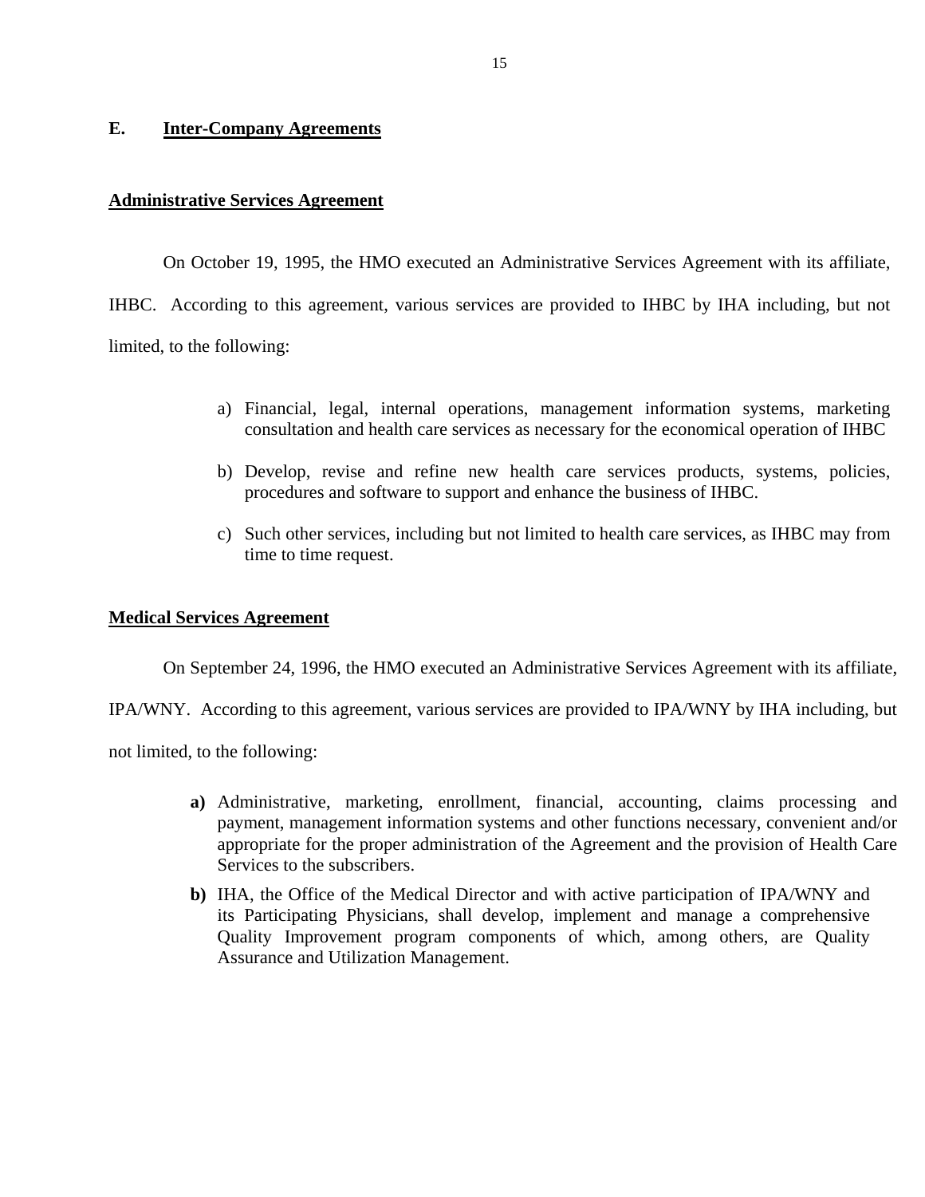## E. Inter-Company Agreements

**Administrative Services Agreement**

On October 19, 1995, the HMO executed an Administrative Services Agreement with its affiliate, IHBC. According to this agreement, various services are provided to IHBC by IHA including, but not limited, to the following:

a) Financial, legal, internal operations, management information systems, marketing consultation and health care services as necessary for the economical operation of IHBC

b) Develop, revise and refine new health care services products, systems, policies, procedures and software to support and enhance the business of IHBC.

c) Such other services, including but not limited to health care services, as IHBC may from time to time request.

**Medical Services Agreement**

On September 24, 1996, the HMO executed an Administrative Services Agreement with its affiliate, IPA/WNY. According to this agreement, various services are provided to IPA/WNY by IHA including, but not limited, to the following:

**a)** Administrative, marketing, enrollment, financial, accounting, claims processing and payment, management information systems and other functions necessary, convenient and/or appropriate for the proper administration of the Agreement and the provision of Health Care Services to the subscribers.

**b)** IHA, the Office of the Medical Director and with active participation of IPA/WNY and its Participating Physicians, shall develop, implement and manage a comprehensive Quality Improvement program components of which, among others, are Quality Assurance and Utilization Management.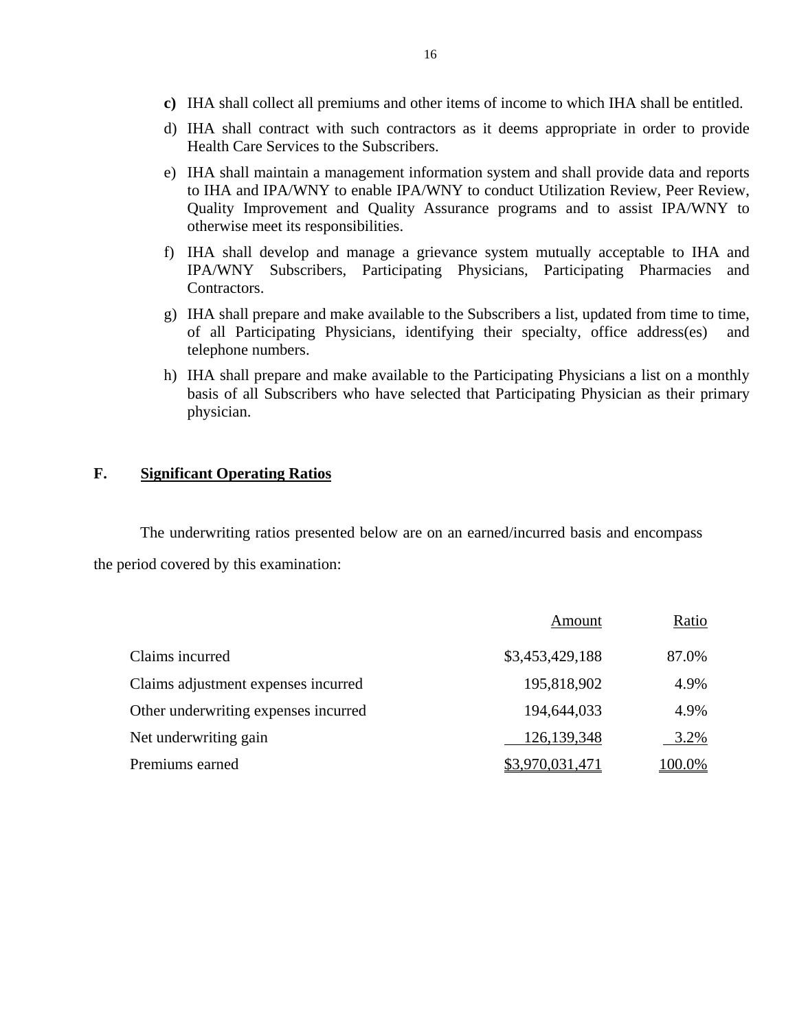**c)** IHA shall collect all premiums and other items of income to which IHA shall be entitled.

d) IHA shall contract with such contractors as it deems appropriate in order to provide Health Care Services to the Subscribers.

e) IHA shall maintain a management information system and shall provide data and reports to IHA and IPA/WNY to enable IPA/WNY to conduct Utilization Review, Peer Review, Quality Improvement and Quality Assurance programs and to assist IPA/WNY to otherwise meet its responsibilities.

f) IHA shall develop and manage a grievance system mutually acceptable to IHA and IPA/WNY Subscribers, Participating Physicians, Participating Pharmacies and Contractors.

g) IHA shall prepare and make available to the Subscribers a list, updated from time to time, of all Participating Physicians, identifying their specialty, office address(es) and telephone numbers.

h) IHA shall prepare and make available to the Participating Physicians a list on a monthly basis of all Subscribers who have selected that Participating Physician as their primary physician.

## F. Significant Operating Ratios

The underwriting ratios presented below are on an earned/incurred basis and encompass the period covered by this examination:

| | Amount | Ratio |
|---|---|---|
| Claims incurred | $3,453,429,188 | 87.0% |
| Claims adjustment expenses incurred | 195,818,902 | 4.9% |
| Other underwriting expenses incurred | 194,644,033 | 4.9% |
| Net underwriting gain | 126,139,348 | 3.2% |
| Premiums earned | $3,970,031,471 | 100.0% |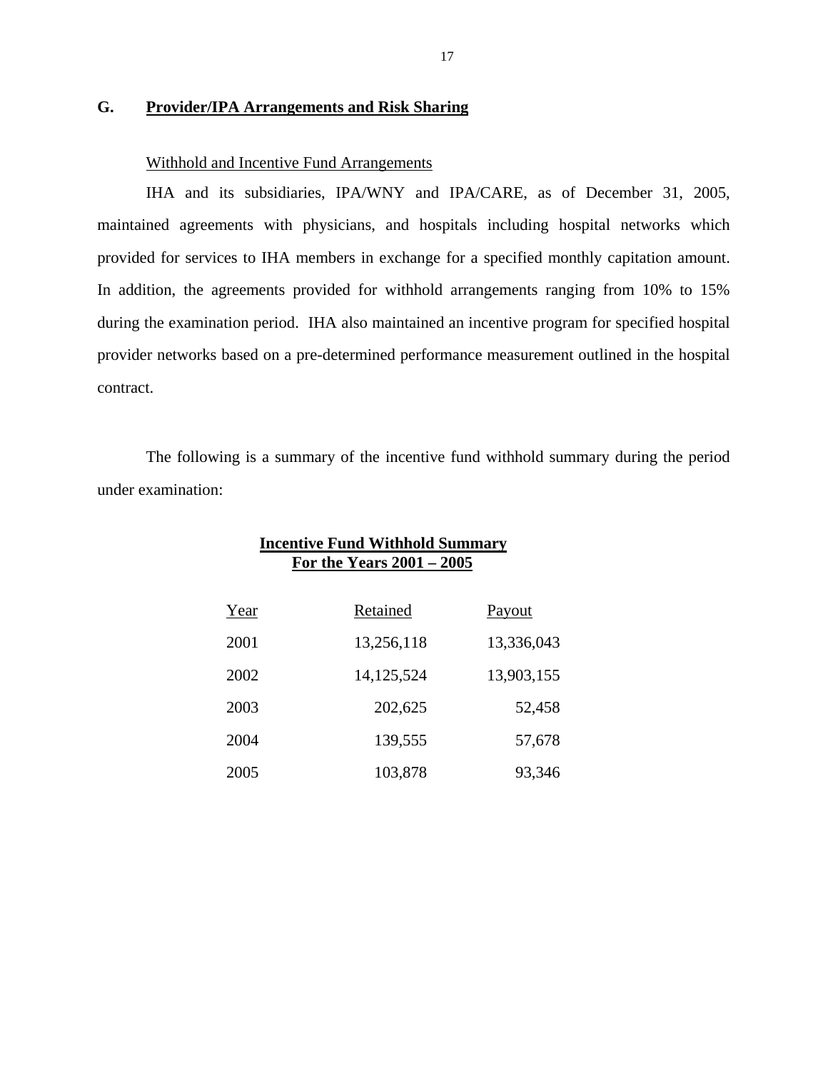## G. Provider/IPA Arrangements and Risk Sharing

Withhold and Incentive Fund Arrangements

IHA and its subsidiaries, IPA/WNY and IPA/CARE, as of December 31, 2005, maintained agreements with physicians, and hospitals including hospital networks which provided for services to IHA members in exchange for a specified monthly capitation amount. In addition, the agreements provided for withhold arrangements ranging from 10% to 15% during the examination period. IHA also maintained an incentive program for specified hospital provider networks based on a pre-determined performance measurement outlined in the hospital contract.

The following is a summary of the incentive fund withhold summary during the period under examination:

**Incentive Fund Withhold Summary**
**For the Years 2001 – 2005**

| Year | Retained | Payout |
|---|---|---|
| 2001 | 13,256,118 | 13,336,043 |
| 2002 | 14,125,524 | 13,903,155 |
| 2003 | 202,625 | 52,458 |
| 2004 | 139,555 | 57,678 |
| 2005 | 103,878 | 93,346 |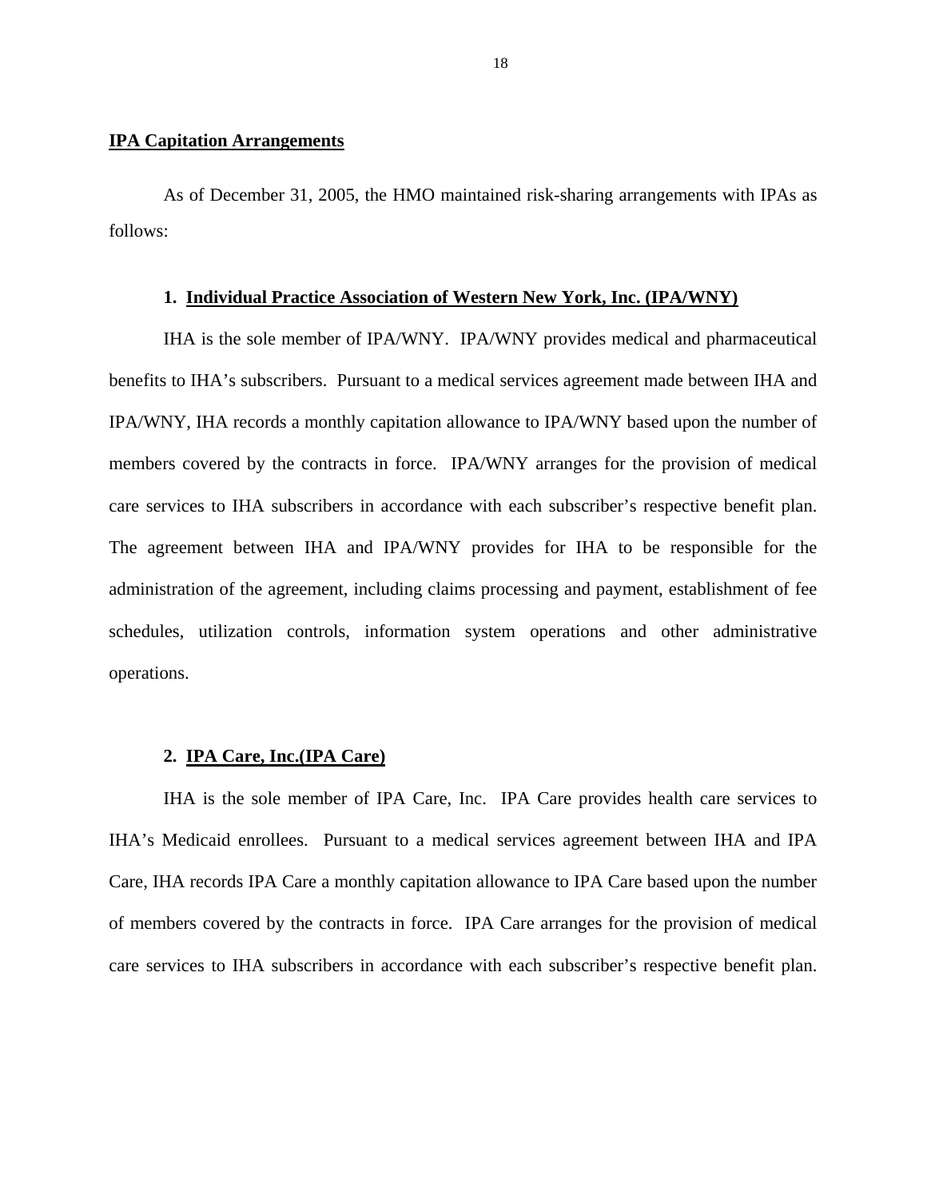**IPA Capitation Arrangements**

As of December 31, 2005, the HMO maintained risk-sharing arrangements with IPAs as follows:

**1. Individual Practice Association of Western New York, Inc. (IPA/WNY)**

IHA is the sole member of IPA/WNY. IPA/WNY provides medical and pharmaceutical benefits to IHA's subscribers. Pursuant to a medical services agreement made between IHA and IPA/WNY, IHA records a monthly capitation allowance to IPA/WNY based upon the number of members covered by the contracts in force. IPA/WNY arranges for the provision of medical care services to IHA subscribers in accordance with each subscriber's respective benefit plan. The agreement between IHA and IPA/WNY provides for IHA to be responsible for the administration of the agreement, including claims processing and payment, establishment of fee schedules, utilization controls, information system operations and other administrative operations.

**2. IPA Care, Inc.(IPA Care)**

IHA is the sole member of IPA Care, Inc. IPA Care provides health care services to IHA's Medicaid enrollees. Pursuant to a medical services agreement between IHA and IPA Care, IHA records IPA Care a monthly capitation allowance to IPA Care based upon the number of members covered by the contracts in force. IPA Care arranges for the provision of medical care services to IHA subscribers in accordance with each subscriber's respective benefit plan.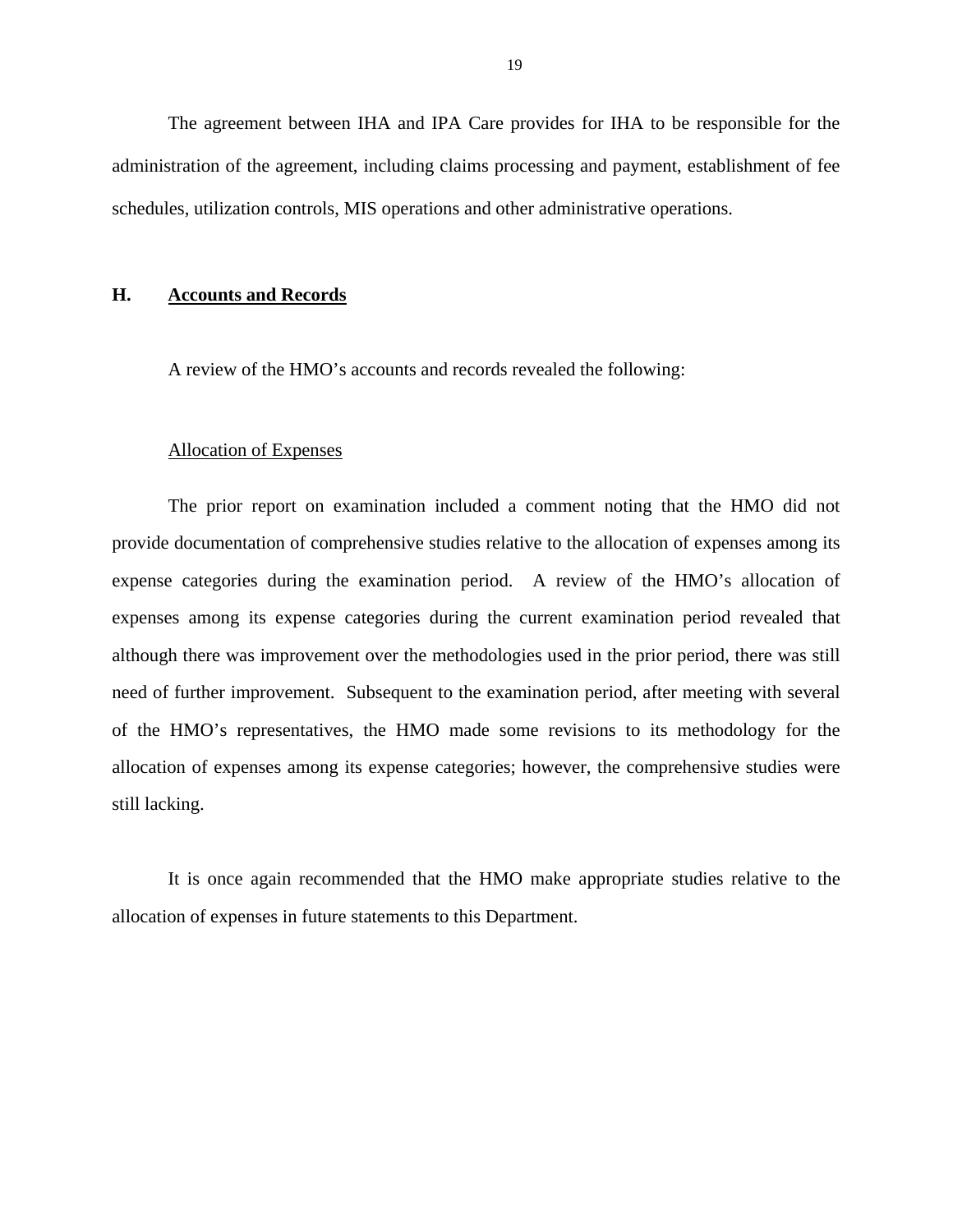The agreement between IHA and IPA Care provides for IHA to be responsible for the administration of the agreement, including claims processing and payment, establishment of fee schedules, utilization controls, MIS operations and other administrative operations.

## H. Accounts and Records

A review of the HMO's accounts and records revealed the following:

Allocation of Expenses

The prior report on examination included a comment noting that the HMO did not provide documentation of comprehensive studies relative to the allocation of expenses among its expense categories during the examination period. A review of the HMO's allocation of expenses among its expense categories during the current examination period revealed that although there was improvement over the methodologies used in the prior period, there was still need of further improvement. Subsequent to the examination period, after meeting with several of the HMO's representatives, the HMO made some revisions to its methodology for the allocation of expenses among its expense categories; however, the comprehensive studies were still lacking.

It is once again recommended that the HMO make appropriate studies relative to the allocation of expenses in future statements to this Department.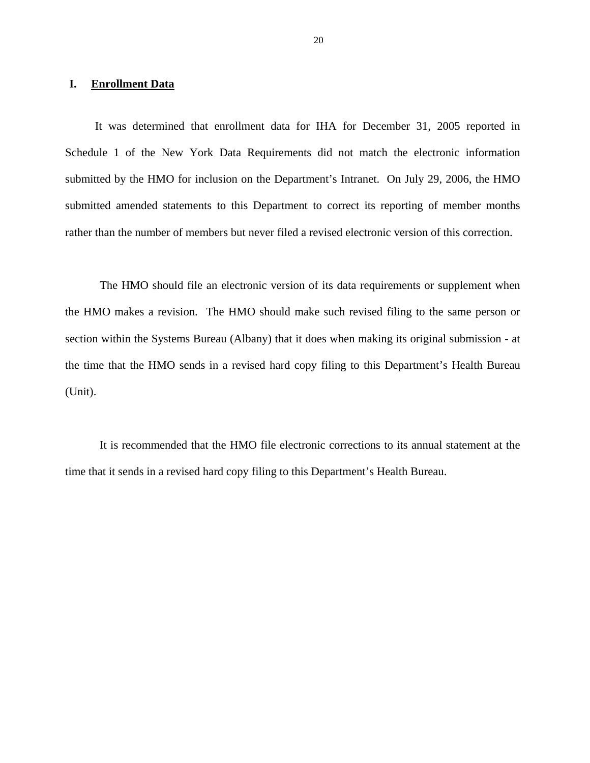## I. Enrollment Data

It was determined that enrollment data for IHA for December 31, 2005 reported in Schedule 1 of the New York Data Requirements did not match the electronic information submitted by the HMO for inclusion on the Department's Intranet. On July 29, 2006, the HMO submitted amended statements to this Department to correct its reporting of member months rather than the number of members but never filed a revised electronic version of this correction.

The HMO should file an electronic version of its data requirements or supplement when the HMO makes a revision. The HMO should make such revised filing to the same person or section within the Systems Bureau (Albany) that it does when making its original submission - at the time that the HMO sends in a revised hard copy filing to this Department's Health Bureau (Unit).

It is recommended that the HMO file electronic corrections to its annual statement at the time that it sends in a revised hard copy filing to this Department's Health Bureau.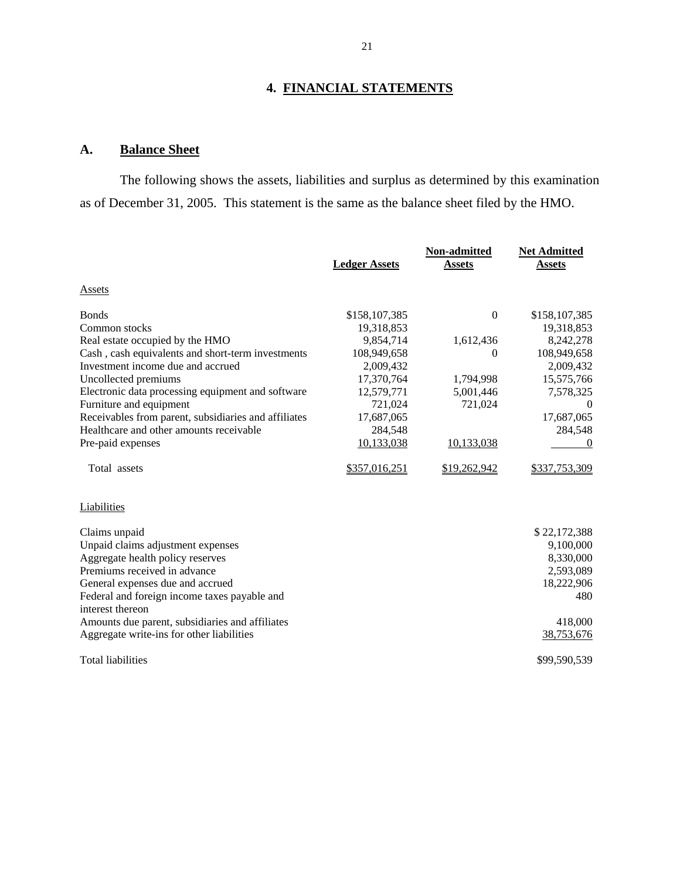# 4. FINANCIAL STATEMENTS

## A. Balance Sheet

The following shows the assets, liabilities and surplus as determined by this examination as of December 31, 2005. This statement is the same as the balance sheet filed by the HMO.

| | Ledger Assets | Non-admitted Assets | Net Admitted Assets |
|---|---|---|---|
| Assets | | | |
| Bonds | $158,107,385 | 0 | $158,107,385 |
| Common stocks | 19,318,853 | | 19,318,853 |
| Real estate occupied by the HMO | 9,854,714 | 1,612,436 | 8,242,278 |
| Cash , cash equivalents and short-term investments | 108,949,658 | 0 | 108,949,658 |
| Investment income due and accrued | 2,009,432 | | 2,009,432 |
| Uncollected premiums | 17,370,764 | 1,794,998 | 15,575,766 |
| Electronic data processing equipment and software | 12,579,771 | 5,001,446 | 7,578,325 |
| Furniture and equipment | 721,024 | 721,024 | 0 |
| Receivables from parent, subsidiaries and affiliates | 17,687,065 | | 17,687,065 |
| Healthcare and other amounts receivable | 284,548 | | 284,548 |
| Pre-paid expenses | 10,133,038 | 10,133,038 | 0 |
| Total assets | $357,016,251 | $19,262,942 | $337,753,309 |

| Liabilities | |
|---|---|
| Claims unpaid | $ 22,172,388 |
| Unpaid claims adjustment expenses | 9,100,000 |
| Aggregate health policy reserves | 8,330,000 |
| Premiums received in advance | 2,593,089 |
| General expenses due and accrued | 18,222,906 |
| Federal and foreign income taxes payable and interest thereon | 480 |
| Amounts due parent, subsidiaries and affiliates | 418,000 |
| Aggregate write-ins for other liabilities | 38,753,676 |
| Total liabilities | $99,590,539 |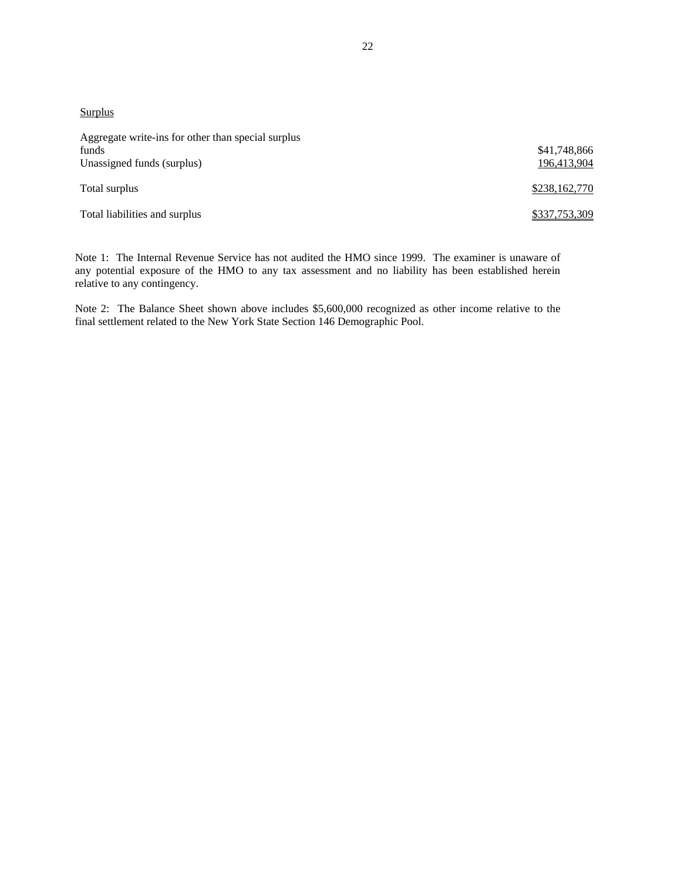Surplus

| | |
|---|---|
| Aggregate write-ins for other than special surplus funds | $41,748,866 |
| Unassigned funds (surplus) | 196,413,904 |
| Total surplus | $238,162,770 |
| Total liabilities and surplus | $337,753,309 |

Note 1: The Internal Revenue Service has not audited the HMO since 1999. The examiner is unaware of any potential exposure of the HMO to any tax assessment and no liability has been established herein relative to any contingency.

Note 2: The Balance Sheet shown above includes $5,600,000 recognized as other income relative to the final settlement related to the New York State Section 146 Demographic Pool.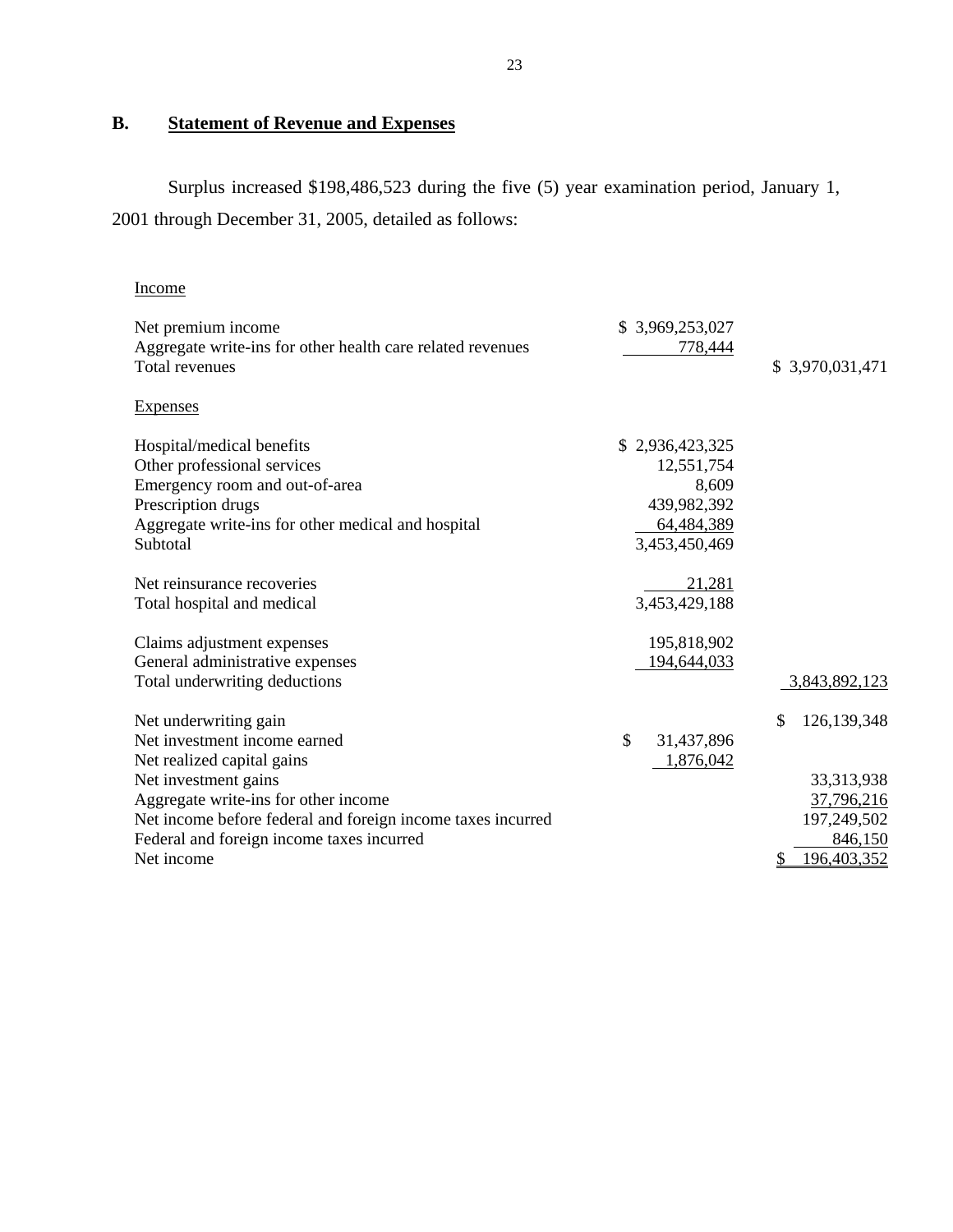## B. Statement of Revenue and Expenses

Surplus increased $198,486,523 during the five (5) year examination period, January 1, 2001 through December 31, 2005, detailed as follows:

| | | |
|---|---|---|
| Income | | |
| Net premium income | $ 3,969,253,027 | |
| Aggregate write-ins for other health care related revenues | 778,444 | |
| Total revenues | | $ 3,970,031,471 |
| Expenses | | |
| Hospital/medical benefits | $ 2,936,423,325 | |
| Other professional services | 12,551,754 | |
| Emergency room and out-of-area | 8,609 | |
| Prescription drugs | 439,982,392 | |
| Aggregate write-ins for other medical and hospital | 64,484,389 | |
| Subtotal | 3,453,450,469 | |
| Net reinsurance recoveries | 21,281 | |
| Total hospital and medical | 3,453,429,188 | |
| Claims adjustment expenses | 195,818,902 | |
| General administrative expenses | 194,644,033 | |
| Total underwriting deductions | | 3,843,892,123 |
| Net underwriting gain | | $ 126,139,348 |
| Net investment income earned | $ 31,437,896 | |
| Net realized capital gains | 1,876,042 | |
| Net investment gains | | 33,313,938 |
| Aggregate write-ins for other income | | 37,796,216 |
| Net income before federal and foreign income taxes incurred | | 197,249,502 |
| Federal and foreign income taxes incurred | | 846,150 |
| Net income | | $ 196,403,352 |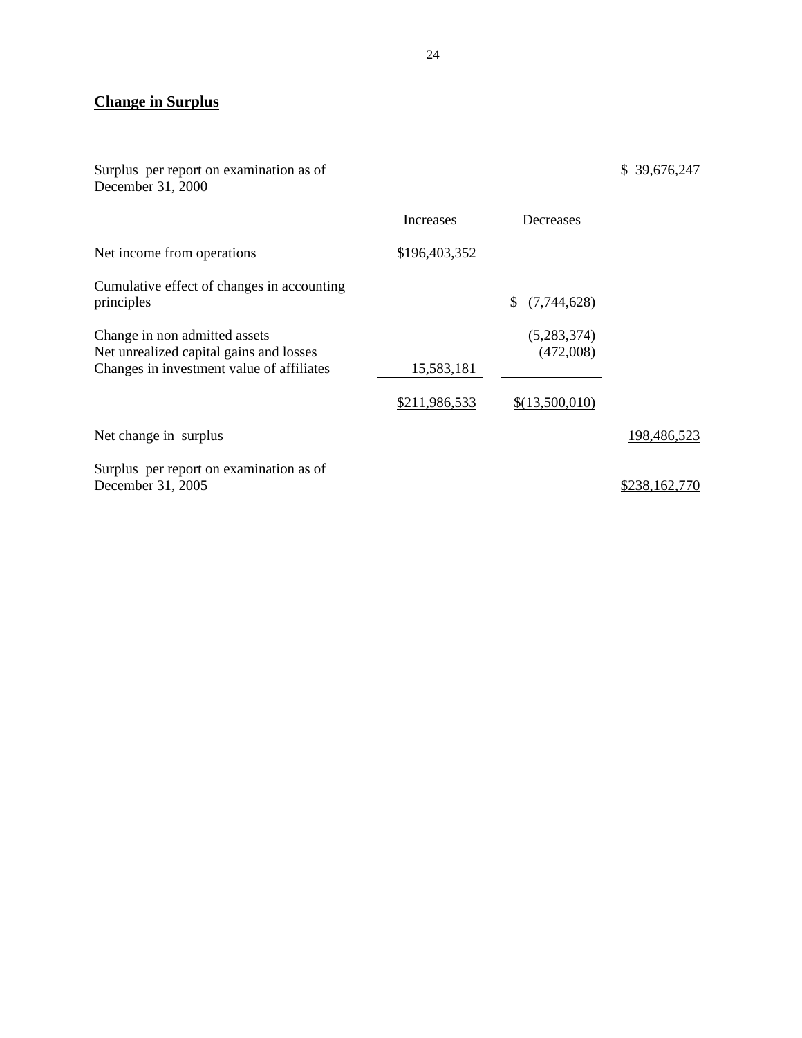## **Change in Surplus**

| | Increases | Decreases | |
|---|---|---|---|
| Surplus per report on examination as of December 31, 2000 | | | $ 39,676,247 |
| Net income from operations | $196,403,352 | | |
| Cumulative effect of changes in accounting principles | | $ (7,744,628) | |
| Change in non admitted assets | | (5,283,374) | |
| Net unrealized capital gains and losses | | (472,008) | |
| Changes in investment value of affiliates | 15,583,181 | | |
| | $211,986,533 | $(13,500,010) | |
| Net change in surplus | | | 198,486,523 |
| Surplus per report on examination as of December 31, 2005 | | | $238,162,770 |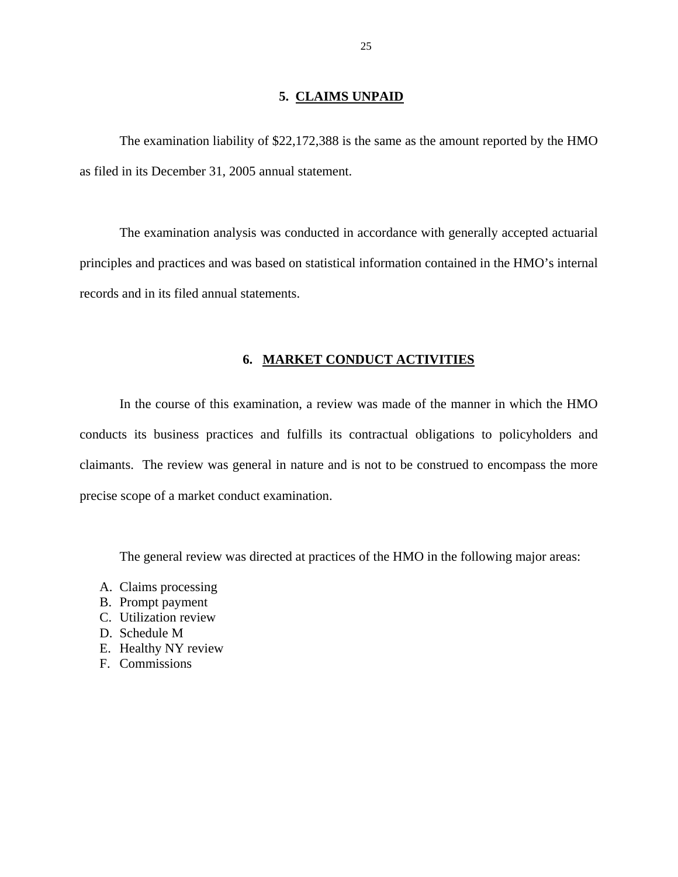## 5. CLAIMS UNPAID

The examination liability of $22,172,388 is the same as the amount reported by the HMO as filed in its December 31, 2005 annual statement.

The examination analysis was conducted in accordance with generally accepted actuarial principles and practices and was based on statistical information contained in the HMO's internal records and in its filed annual statements.

## 6. MARKET CONDUCT ACTIVITIES

In the course of this examination, a review was made of the manner in which the HMO conducts its business practices and fulfills its contractual obligations to policyholders and claimants. The review was general in nature and is not to be construed to encompass the more precise scope of a market conduct examination.

The general review was directed at practices of the HMO in the following major areas:

A. Claims processing
B. Prompt payment
C. Utilization review
D. Schedule M
E. Healthy NY review
F. Commissions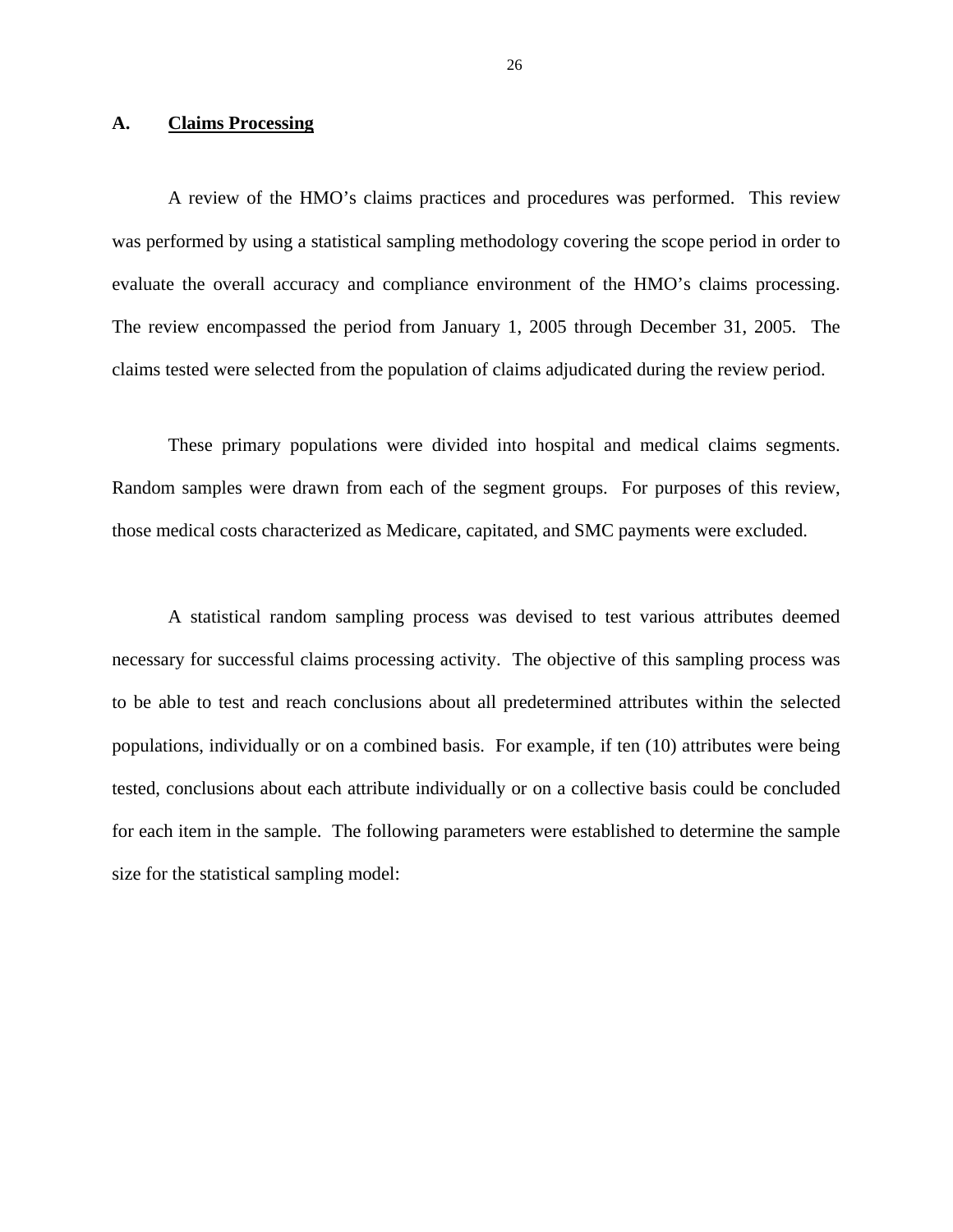## A. Claims Processing

A review of the HMO's claims practices and procedures was performed. This review was performed by using a statistical sampling methodology covering the scope period in order to evaluate the overall accuracy and compliance environment of the HMO's claims processing. The review encompassed the period from January 1, 2005 through December 31, 2005. The claims tested were selected from the population of claims adjudicated during the review period.

These primary populations were divided into hospital and medical claims segments. Random samples were drawn from each of the segment groups. For purposes of this review, those medical costs characterized as Medicare, capitated, and SMC payments were excluded.

A statistical random sampling process was devised to test various attributes deemed necessary for successful claims processing activity. The objective of this sampling process was to be able to test and reach conclusions about all predetermined attributes within the selected populations, individually or on a combined basis. For example, if ten (10) attributes were being tested, conclusions about each attribute individually or on a collective basis could be concluded for each item in the sample. The following parameters were established to determine the sample size for the statistical sampling model: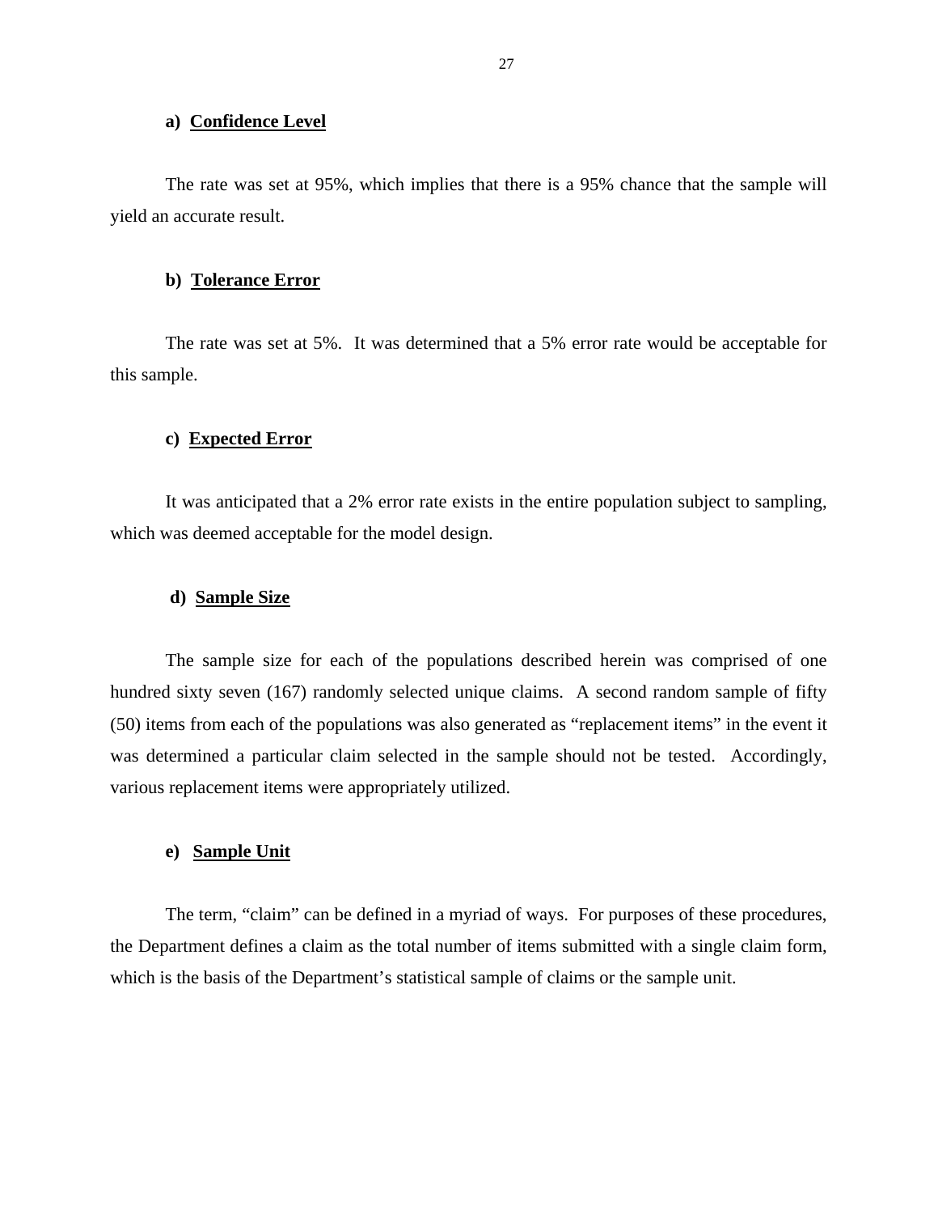**a) Confidence Level**

The rate was set at 95%, which implies that there is a 95% chance that the sample will yield an accurate result.

**b) Tolerance Error**

The rate was set at 5%. It was determined that a 5% error rate would be acceptable for this sample.

**c) Expected Error**

It was anticipated that a 2% error rate exists in the entire population subject to sampling, which was deemed acceptable for the model design.

**d) Sample Size**

The sample size for each of the populations described herein was comprised of one hundred sixty seven (167) randomly selected unique claims. A second random sample of fifty (50) items from each of the populations was also generated as "replacement items" in the event it was determined a particular claim selected in the sample should not be tested. Accordingly, various replacement items were appropriately utilized.

**e) Sample Unit**

The term, "claim" can be defined in a myriad of ways. For purposes of these procedures, the Department defines a claim as the total number of items submitted with a single claim form, which is the basis of the Department's statistical sample of claims or the sample unit.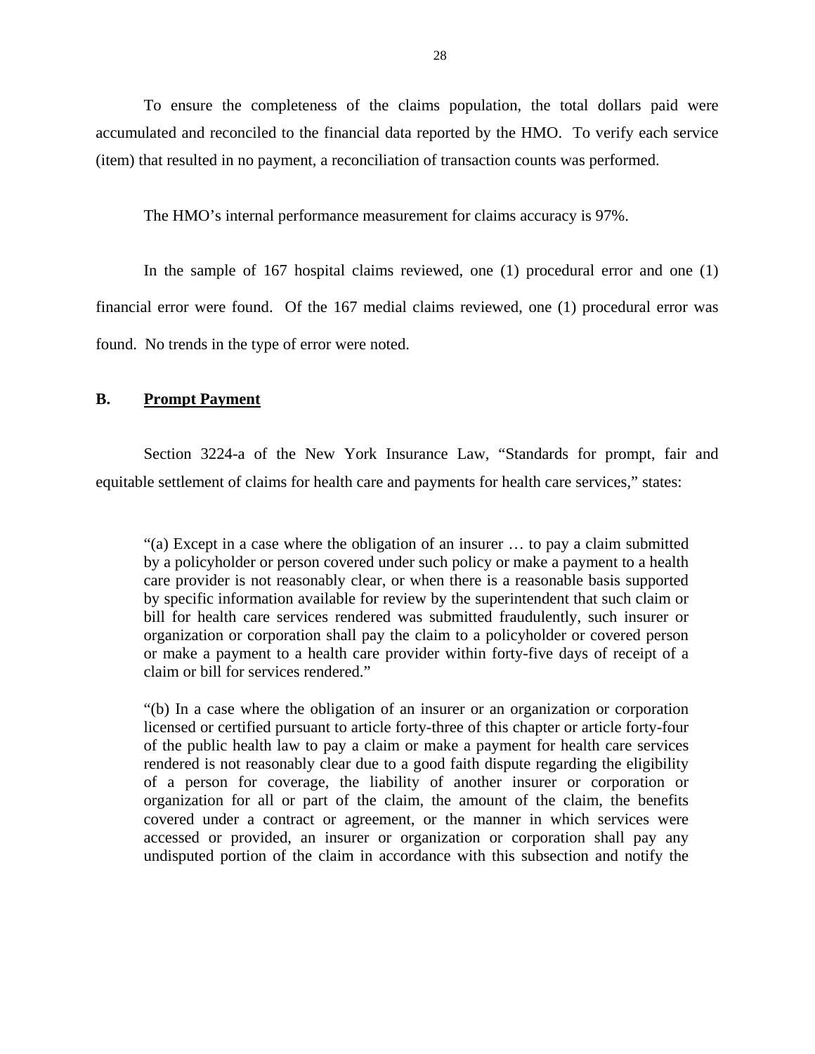To ensure the completeness of the claims population, the total dollars paid were accumulated and reconciled to the financial data reported by the HMO. To verify each service (item) that resulted in no payment, a reconciliation of transaction counts was performed.

The HMO's internal performance measurement for claims accuracy is 97%.

In the sample of 167 hospital claims reviewed, one (1) procedural error and one (1) financial error were found. Of the 167 medial claims reviewed, one (1) procedural error was found. No trends in the type of error were noted.

## B. Prompt Payment

Section 3224-a of the New York Insurance Law, "Standards for prompt, fair and equitable settlement of claims for health care and payments for health care services," states:

> "(a) Except in a case where the obligation of an insurer … to pay a claim submitted by a policyholder or person covered under such policy or make a payment to a health care provider is not reasonably clear, or when there is a reasonable basis supported by specific information available for review by the superintendent that such claim or bill for health care services rendered was submitted fraudulently, such insurer or organization or corporation shall pay the claim to a policyholder or covered person or make a payment to a health care provider within forty-five days of receipt of a claim or bill for services rendered."
>
> "(b) In a case where the obligation of an insurer or an organization or corporation licensed or certified pursuant to article forty-three of this chapter or article forty-four of the public health law to pay a claim or make a payment for health care services rendered is not reasonably clear due to a good faith dispute regarding the eligibility of a person for coverage, the liability of another insurer or corporation or organization for all or part of the claim, the amount of the claim, the benefits covered under a contract or agreement, or the manner in which services were accessed or provided, an insurer or organization or corporation shall pay any undisputed portion of the claim in accordance with this subsection and notify the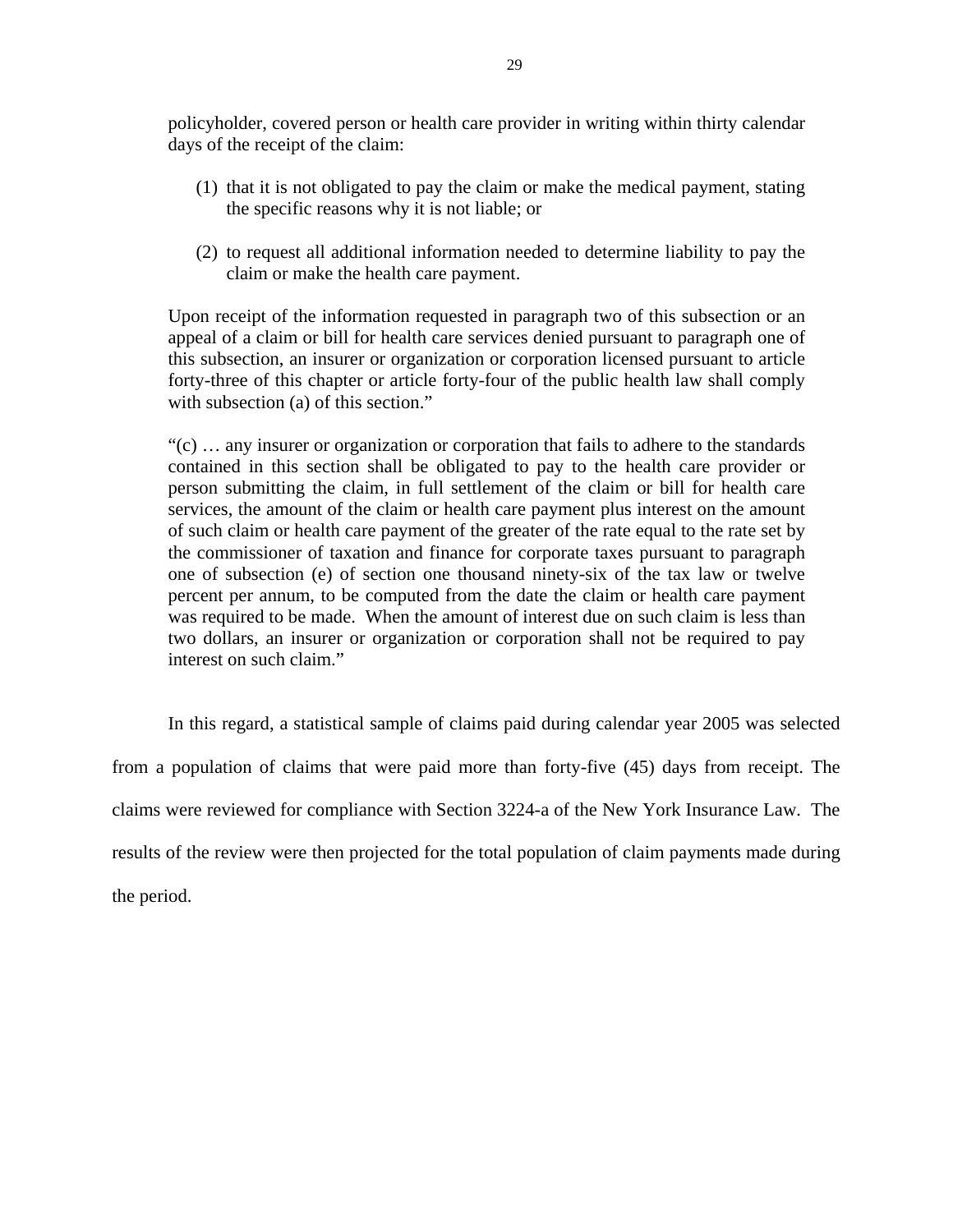policyholder, covered person or health care provider in writing within thirty calendar days of the receipt of the claim:

> (1) that it is not obligated to pay the claim or make the medical payment, stating the specific reasons why it is not liable; or
>
> (2) to request all additional information needed to determine liability to pay the claim or make the health care payment.

Upon receipt of the information requested in paragraph two of this subsection or an appeal of a claim or bill for health care services denied pursuant to paragraph one of this subsection, an insurer or organization or corporation licensed pursuant to article forty-three of this chapter or article forty-four of the public health law shall comply with subsection (a) of this section."

"(c) … any insurer or organization or corporation that fails to adhere to the standards contained in this section shall be obligated to pay to the health care provider or person submitting the claim, in full settlement of the claim or bill for health care services, the amount of the claim or health care payment plus interest on the amount of such claim or health care payment of the greater of the rate equal to the rate set by the commissioner of taxation and finance for corporate taxes pursuant to paragraph one of subsection (e) of section one thousand ninety-six of the tax law or twelve percent per annum, to be computed from the date the claim or health care payment was required to be made. When the amount of interest due on such claim is less than two dollars, an insurer or organization or corporation shall not be required to pay interest on such claim."

In this regard, a statistical sample of claims paid during calendar year 2005 was selected from a population of claims that were paid more than forty-five (45) days from receipt. The claims were reviewed for compliance with Section 3224-a of the New York Insurance Law. The results of the review were then projected for the total population of claim payments made during the period.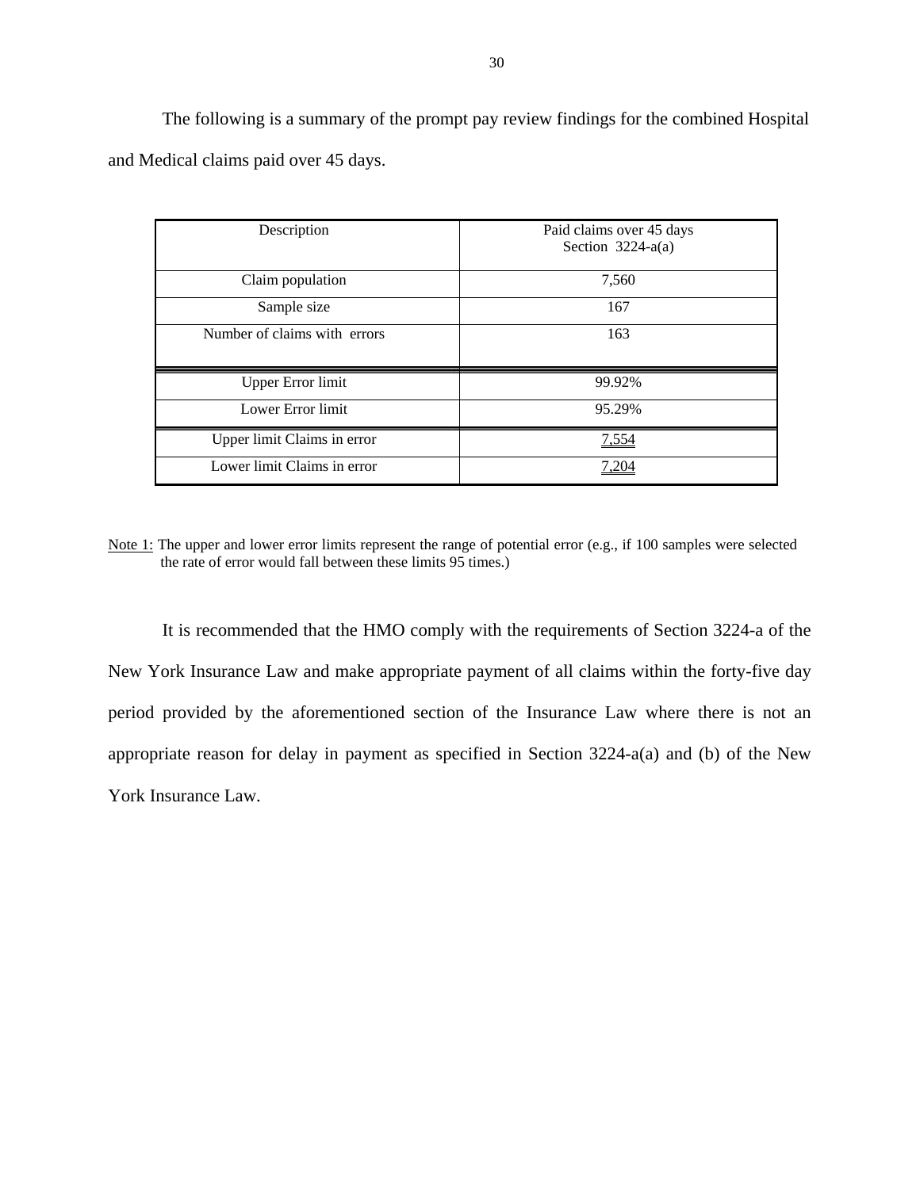The following is a summary of the prompt pay review findings for the combined Hospital and Medical claims paid over 45 days.

| Description | Paid claims over 45 days Section 3224-a(a) |
| --- | --- |
| Claim population | 7,560 |
| Sample size | 167 |
| Number of claims with errors | 163 |
| Upper Error limit | 99.92% |
| Lower Error limit | 95.29% |
| Upper limit Claims in error | 7,554 |
| Lower limit Claims in error | 7,204 |

Note 1: The upper and lower error limits represent the range of potential error (e.g., if 100 samples were selected the rate of error would fall between these limits 95 times.)

It is recommended that the HMO comply with the requirements of Section 3224-a of the New York Insurance Law and make appropriate payment of all claims within the forty-five day period provided by the aforementioned section of the Insurance Law where there is not an appropriate reason for delay in payment as specified in Section 3224-a(a) and (b) of the New York Insurance Law.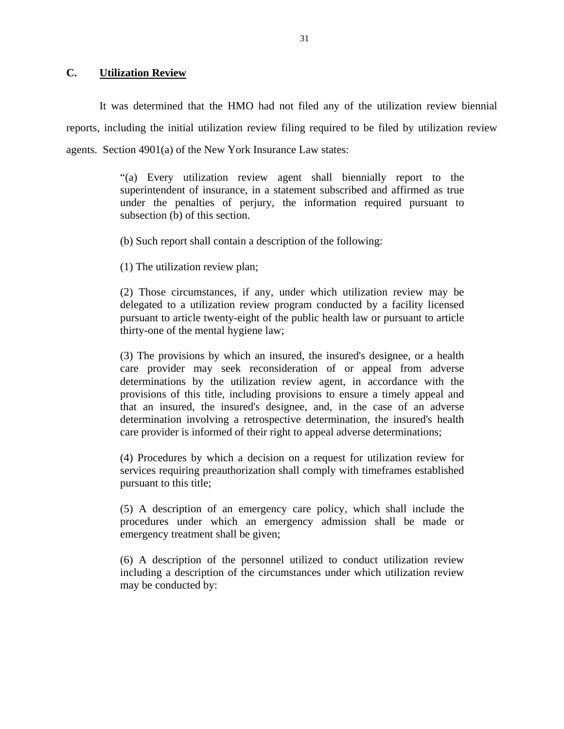## C. Utilization Review

It was determined that the HMO had not filed any of the utilization review biennial reports, including the initial utilization review filing required to be filed by utilization review agents. Section 4901(a) of the New York Insurance Law states:

> "(a) Every utilization review agent shall biennially report to the superintendent of insurance, in a statement subscribed and affirmed as true under the penalties of perjury, the information required pursuant to subsection (b) of this section.
>
> (b) Such report shall contain a description of the following:
>
> (1) The utilization review plan;
>
> (2) Those circumstances, if any, under which utilization review may be delegated to a utilization review program conducted by a facility licensed pursuant to article twenty-eight of the public health law or pursuant to article thirty-one of the mental hygiene law;
>
> (3) The provisions by which an insured, the insured's designee, or a health care provider may seek reconsideration of or appeal from adverse determinations by the utilization review agent, in accordance with the provisions of this title, including provisions to ensure a timely appeal and that an insured, the insured's designee, and, in the case of an adverse determination involving a retrospective determination, the insured's health care provider is informed of their right to appeal adverse determinations;
>
> (4) Procedures by which a decision on a request for utilization review for services requiring preauthorization shall comply with timeframes established pursuant to this title;
>
> (5) A description of an emergency care policy, which shall include the procedures under which an emergency admission shall be made or emergency treatment shall be given;
>
> (6) A description of the personnel utilized to conduct utilization review including a description of the circumstances under which utilization review may be conducted by: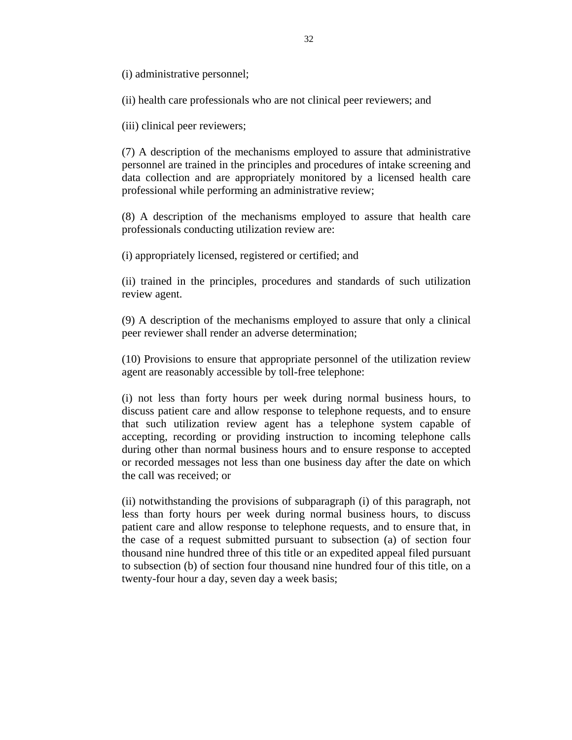(i) administrative personnel;

(ii) health care professionals who are not clinical peer reviewers; and

(iii) clinical peer reviewers;

(7) A description of the mechanisms employed to assure that administrative personnel are trained in the principles and procedures of intake screening and data collection and are appropriately monitored by a licensed health care professional while performing an administrative review;

(8) A description of the mechanisms employed to assure that health care professionals conducting utilization review are:

(i) appropriately licensed, registered or certified; and

(ii) trained in the principles, procedures and standards of such utilization review agent.

(9) A description of the mechanisms employed to assure that only a clinical peer reviewer shall render an adverse determination;

(10) Provisions to ensure that appropriate personnel of the utilization review agent are reasonably accessible by toll-free telephone:

(i) not less than forty hours per week during normal business hours, to discuss patient care and allow response to telephone requests, and to ensure that such utilization review agent has a telephone system capable of accepting, recording or providing instruction to incoming telephone calls during other than normal business hours and to ensure response to accepted or recorded messages not less than one business day after the date on which the call was received; or

(ii) notwithstanding the provisions of subparagraph (i) of this paragraph, not less than forty hours per week during normal business hours, to discuss patient care and allow response to telephone requests, and to ensure that, in the case of a request submitted pursuant to subsection (a) of section four thousand nine hundred three of this title or an expedited appeal filed pursuant to subsection (b) of section four thousand nine hundred four of this title, on a twenty-four hour a day, seven day a week basis;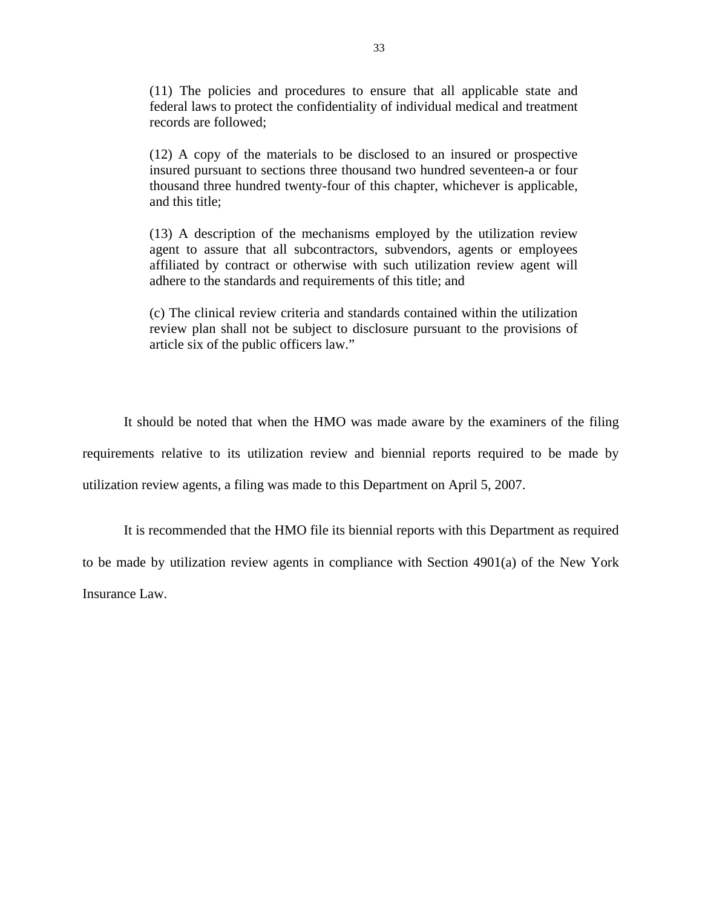> (11) The policies and procedures to ensure that all applicable state and federal laws to protect the confidentiality of individual medical and treatment records are followed;
>
> (12) A copy of the materials to be disclosed to an insured or prospective insured pursuant to sections three thousand two hundred seventeen-a or four thousand three hundred twenty-four of this chapter, whichever is applicable, and this title;
>
> (13) A description of the mechanisms employed by the utilization review agent to assure that all subcontractors, subvendors, agents or employees affiliated by contract or otherwise with such utilization review agent will adhere to the standards and requirements of this title; and
>
> (c) The clinical review criteria and standards contained within the utilization review plan shall not be subject to disclosure pursuant to the provisions of article six of the public officers law."

It should be noted that when the HMO was made aware by the examiners of the filing requirements relative to its utilization review and biennial reports required to be made by utilization review agents, a filing was made to this Department on April 5, 2007.

It is recommended that the HMO file its biennial reports with this Department as required to be made by utilization review agents in compliance with Section 4901(a) of the New York Insurance Law.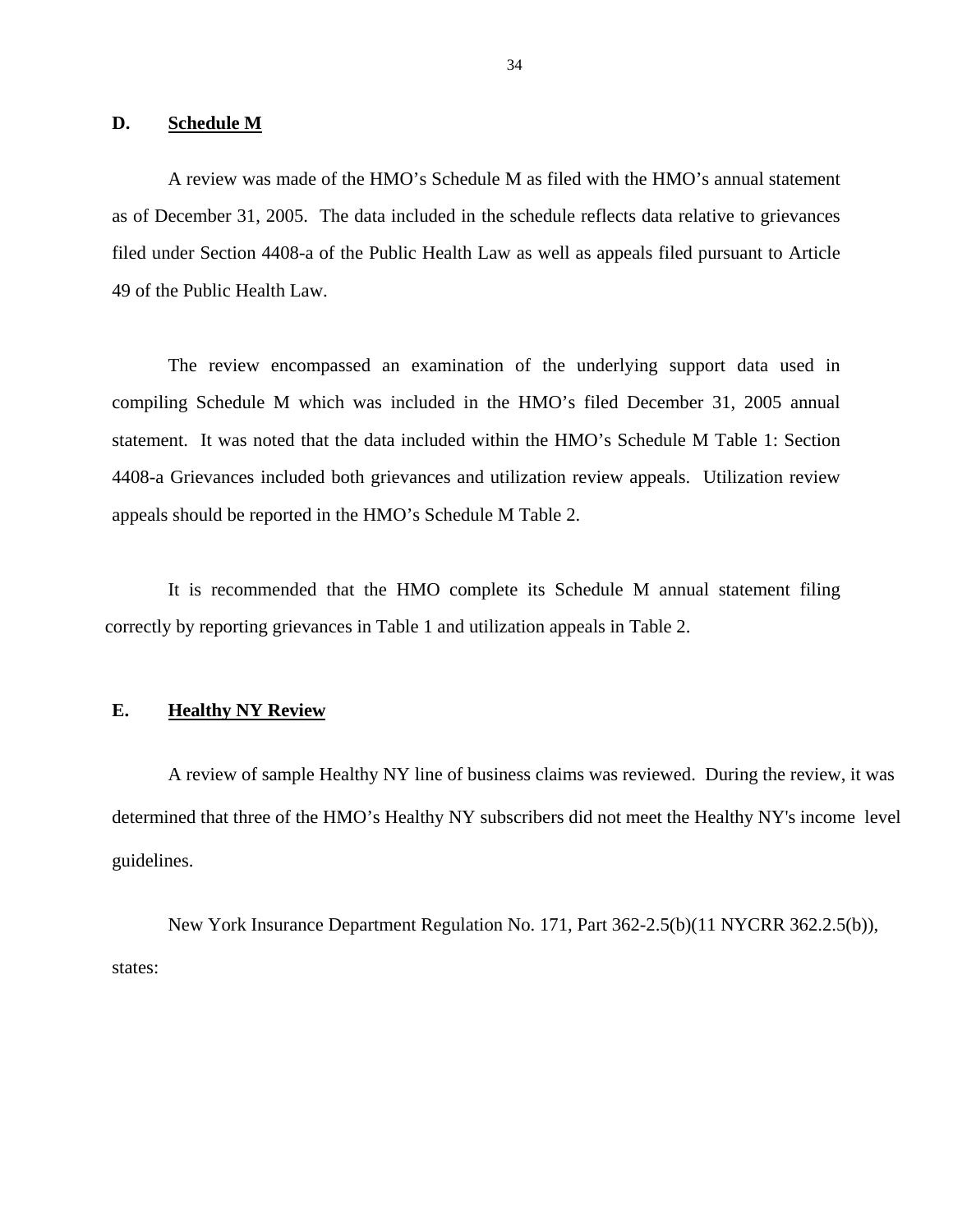## D. Schedule M

A review was made of the HMO's Schedule M as filed with the HMO's annual statement as of December 31, 2005. The data included in the schedule reflects data relative to grievances filed under Section 4408-a of the Public Health Law as well as appeals filed pursuant to Article 49 of the Public Health Law.

The review encompassed an examination of the underlying support data used in compiling Schedule M which was included in the HMO's filed December 31, 2005 annual statement. It was noted that the data included within the HMO's Schedule M Table 1: Section 4408-a Grievances included both grievances and utilization review appeals. Utilization review appeals should be reported in the HMO's Schedule M Table 2.

It is recommended that the HMO complete its Schedule M annual statement filing correctly by reporting grievances in Table 1 and utilization appeals in Table 2.

## E. Healthy NY Review

A review of sample Healthy NY line of business claims was reviewed. During the review, it was determined that three of the HMO's Healthy NY subscribers did not meet the Healthy NY's income level guidelines.

New York Insurance Department Regulation No. 171, Part 362-2.5(b)(11 NYCRR 362.2.5(b)), states: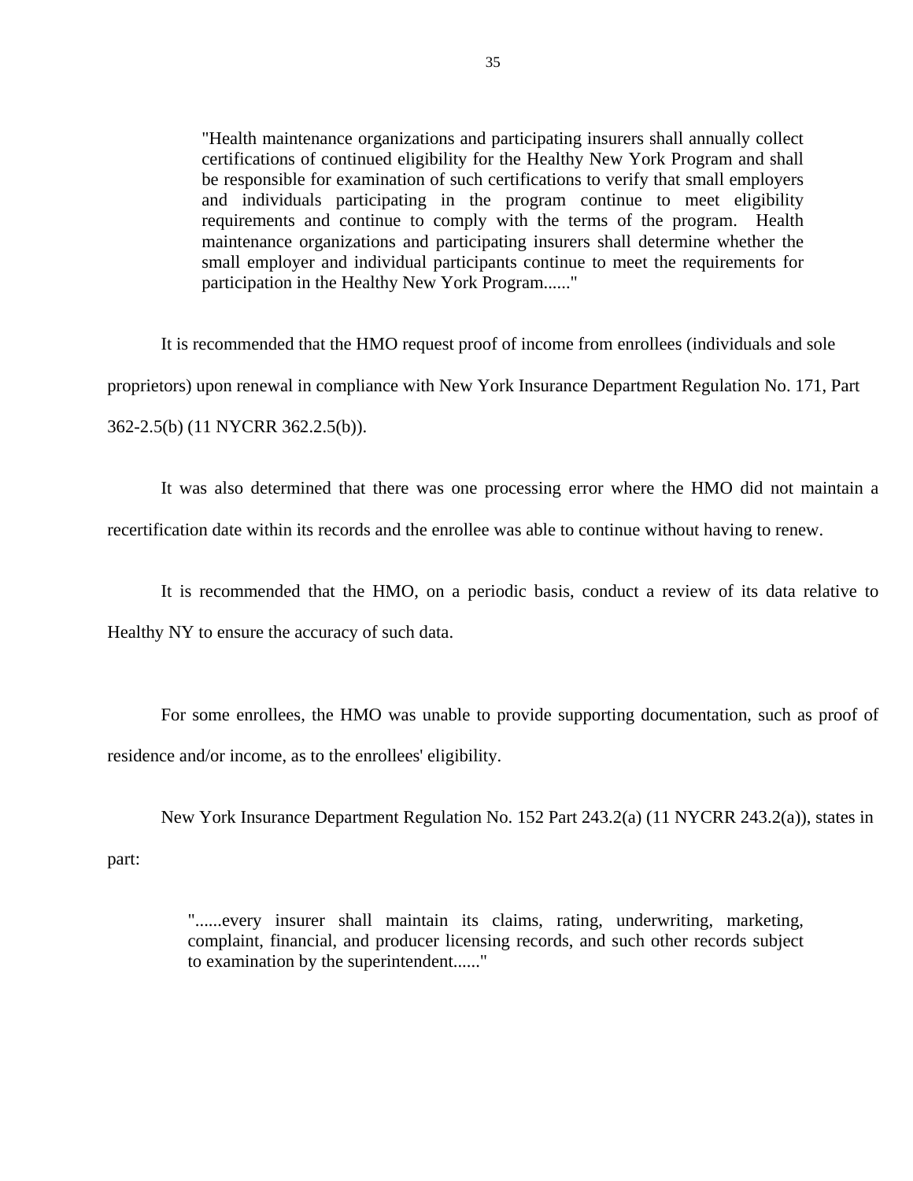> "Health maintenance organizations and participating insurers shall annually collect certifications of continued eligibility for the Healthy New York Program and shall be responsible for examination of such certifications to verify that small employers and individuals participating in the program continue to meet eligibility requirements and continue to comply with the terms of the program. Health maintenance organizations and participating insurers shall determine whether the small employer and individual participants continue to meet the requirements for participation in the Healthy New York Program......"

It is recommended that the HMO request proof of income from enrollees (individuals and sole proprietors) upon renewal in compliance with New York Insurance Department Regulation No. 171, Part 362-2.5(b) (11 NYCRR 362.2.5(b)).

It was also determined that there was one processing error where the HMO did not maintain a recertification date within its records and the enrollee was able to continue without having to renew.

It is recommended that the HMO, on a periodic basis, conduct a review of its data relative to Healthy NY to ensure the accuracy of such data.

For some enrollees, the HMO was unable to provide supporting documentation, such as proof of residence and/or income, as to the enrollees' eligibility.

New York Insurance Department Regulation No. 152 Part 243.2(a) (11 NYCRR 243.2(a)), states in part:

> "......every insurer shall maintain its claims, rating, underwriting, marketing, complaint, financial, and producer licensing records, and such other records subject to examination by the superintendent......"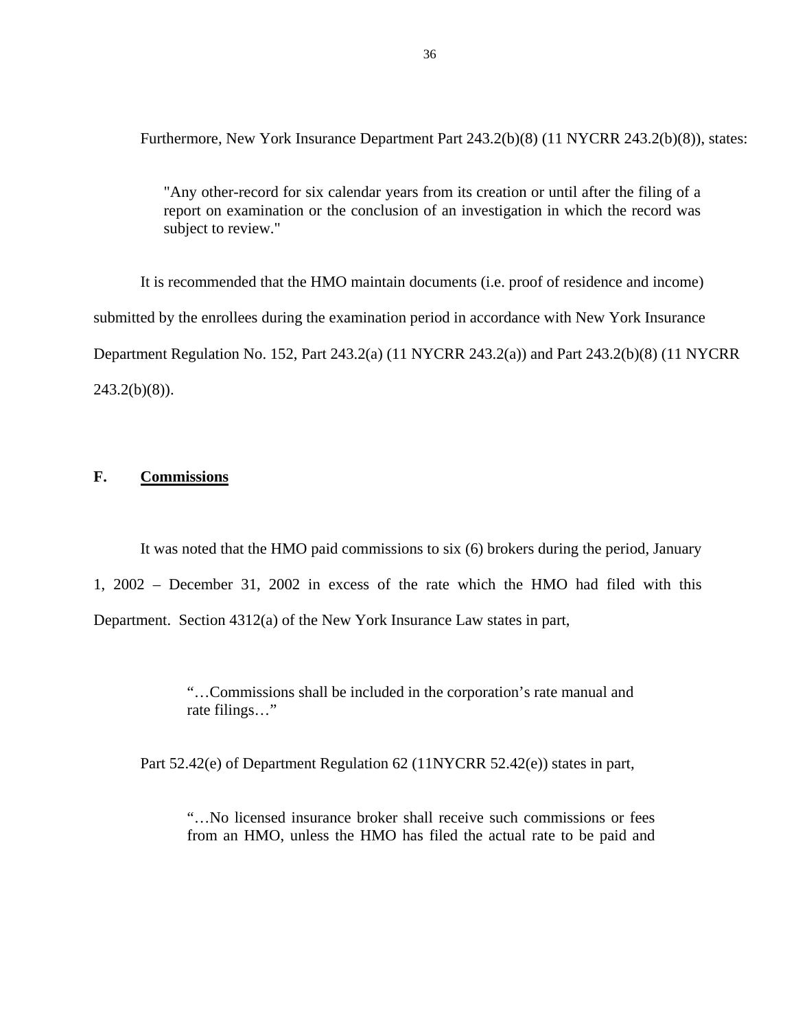Furthermore, New York Insurance Department Part 243.2(b)(8) (11 NYCRR 243.2(b)(8)), states:

> "Any other-record for six calendar years from its creation or until after the filing of a report on examination or the conclusion of an investigation in which the record was subject to review."

It is recommended that the HMO maintain documents (i.e. proof of residence and income) submitted by the enrollees during the examination period in accordance with New York Insurance Department Regulation No. 152, Part 243.2(a) (11 NYCRR 243.2(a)) and Part 243.2(b)(8) (11 NYCRR 243.2(b)(8)).

## F. <u>Commissions</u>

It was noted that the HMO paid commissions to six (6) brokers during the period, January 1, 2002 – December 31, 2002 in excess of the rate which the HMO had filed with this Department. Section 4312(a) of the New York Insurance Law states in part,

> "…Commissions shall be included in the corporation's rate manual and rate filings…"

Part 52.42(e) of Department Regulation 62 (11NYCRR 52.42(e)) states in part,

> "…No licensed insurance broker shall receive such commissions or fees from an HMO, unless the HMO has filed the actual rate to be paid and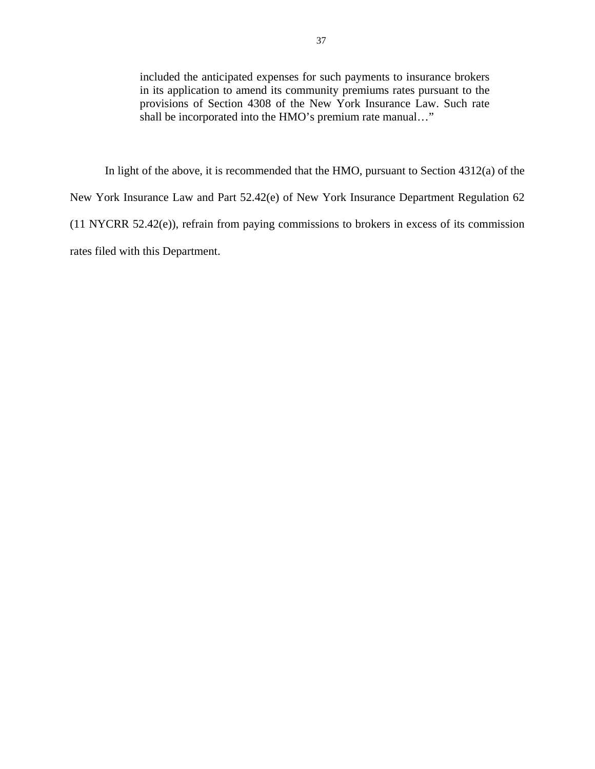> included the anticipated expenses for such payments to insurance brokers in its application to amend its community premiums rates pursuant to the provisions of Section 4308 of the New York Insurance Law. Such rate shall be incorporated into the HMO's premium rate manual…"

In light of the above, it is recommended that the HMO, pursuant to Section 4312(a) of the New York Insurance Law and Part 52.42(e) of New York Insurance Department Regulation 62 (11 NYCRR 52.42(e)), refrain from paying commissions to brokers in excess of its commission rates filed with this Department.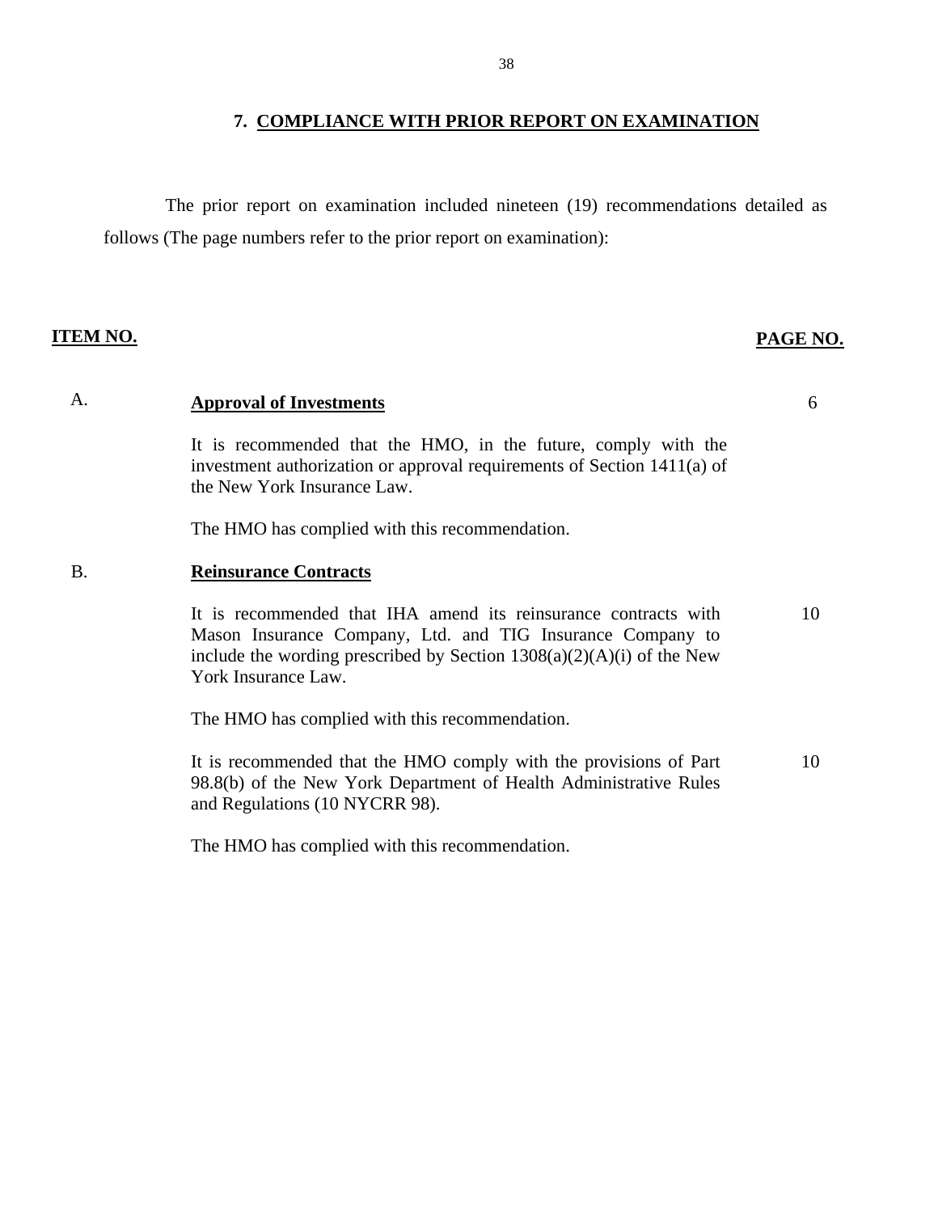## 7. COMPLIANCE WITH PRIOR REPORT ON EXAMINATION

The prior report on examination included nineteen (19) recommendations detailed as follows (The page numbers refer to the prior report on examination):

| ITEM NO. | | PAGE NO. |
|---|---|---|
| A. | **Approval of Investments** | 6 |
| | It is recommended that the HMO, in the future, comply with the investment authorization or approval requirements of Section 1411(a) of the New York Insurance Law. | |
| | The HMO has complied with this recommendation. | |
| B. | **Reinsurance Contracts** | |
| | It is recommended that IHA amend its reinsurance contracts with Mason Insurance Company, Ltd. and TIG Insurance Company to include the wording prescribed by Section 1308(a)(2)(A)(i) of the New York Insurance Law. | 10 |
| | The HMO has complied with this recommendation. | |
| | It is recommended that the HMO comply with the provisions of Part 98.8(b) of the New York Department of Health Administrative Rules and Regulations (10 NYCRR 98). | 10 |
| | The HMO has complied with this recommendation. | |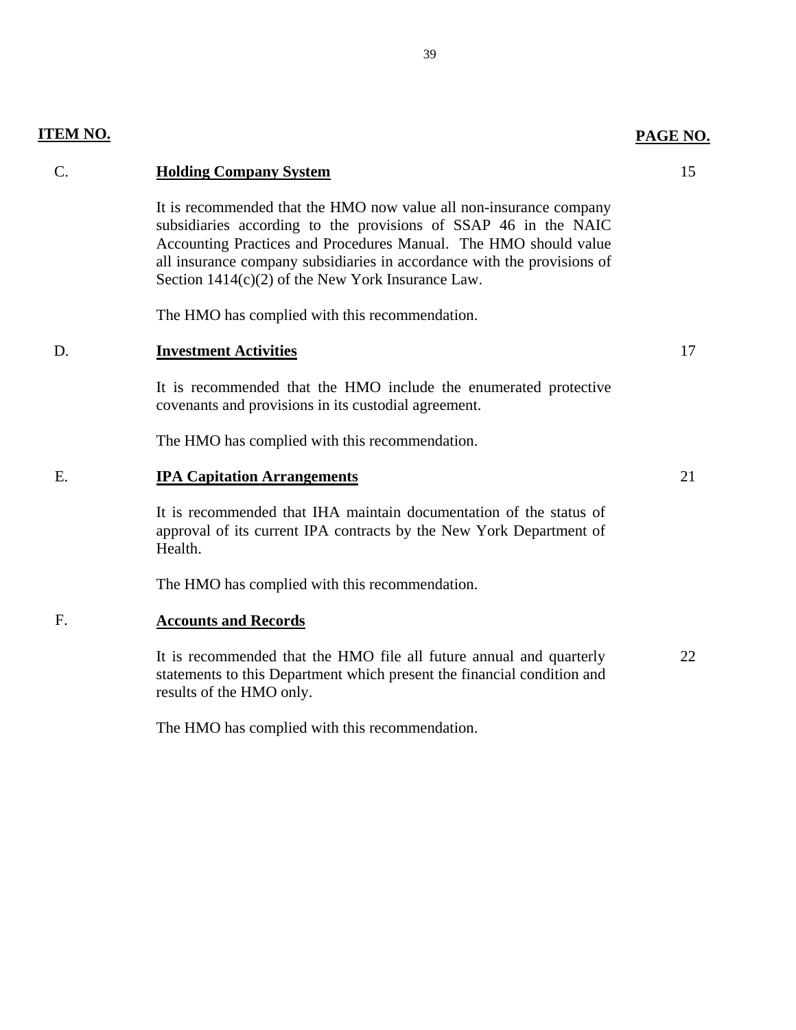| ITEM NO. | | PAGE NO. |
|---|---|---|
| C. | **Holding Company System** | 15 |
| | It is recommended that the HMO now value all non-insurance company subsidiaries according to the provisions of SSAP 46 in the NAIC Accounting Practices and Procedures Manual. The HMO should value all insurance company subsidiaries in accordance with the provisions of Section 1414(c)(2) of the New York Insurance Law. | |
| | The HMO has complied with this recommendation. | |
| D. | **Investment Activities** | 17 |
| | It is recommended that the HMO include the enumerated protective covenants and provisions in its custodial agreement. | |
| | The HMO has complied with this recommendation. | |
| E. | **IPA Capitation Arrangements** | 21 |
| | It is recommended that IHA maintain documentation of the status of approval of its current IPA contracts by the New York Department of Health. | |
| | The HMO has complied with this recommendation. | |
| F. | **Accounts and Records** | |
| | It is recommended that the HMO file all future annual and quarterly statements to this Department which present the financial condition and results of the HMO only. | 22 |
| | The HMO has complied with this recommendation. | |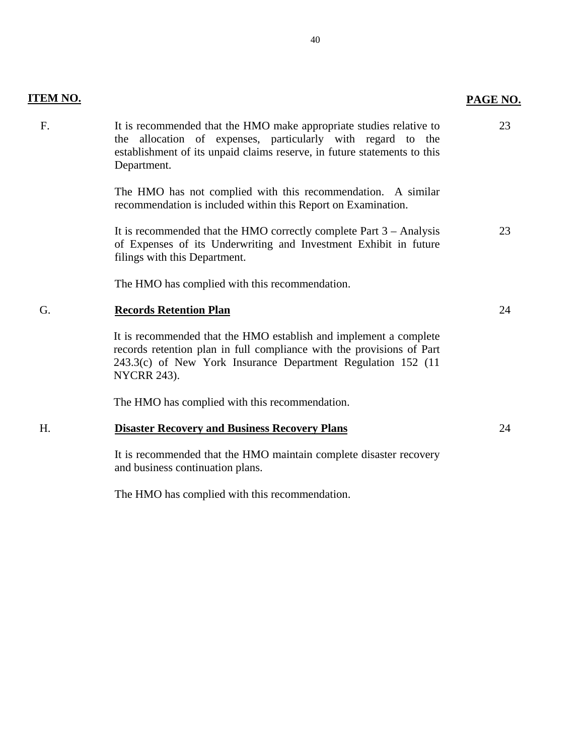| ITEM NO. | | PAGE NO. |
|---|---|---|
| F. | It is recommended that the HMO make appropriate studies relative to the allocation of expenses, particularly with regard to the establishment of its unpaid claims reserve, in future statements to this Department. | 23 |
| | The HMO has not complied with this recommendation. A similar recommendation is included within this Report on Examination. | |
| | It is recommended that the HMO correctly complete Part 3 – Analysis of Expenses of its Underwriting and Investment Exhibit in future filings with this Department. | 23 |
| | The HMO has complied with this recommendation. | |
| G. | **Records Retention Plan** | 24 |
| | It is recommended that the HMO establish and implement a complete records retention plan in full compliance with the provisions of Part 243.3(c) of New York Insurance Department Regulation 152 (11 NYCRR 243). | |
| | The HMO has complied with this recommendation. | |
| H. | **Disaster Recovery and Business Recovery Plans** | 24 |
| | It is recommended that the HMO maintain complete disaster recovery and business continuation plans. | |
| | The HMO has complied with this recommendation. | |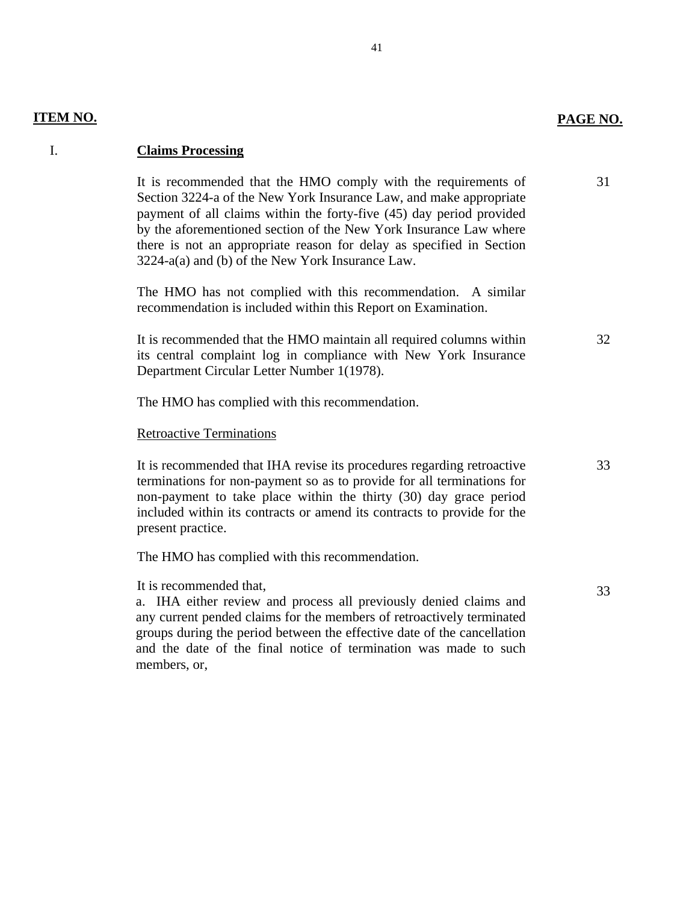| ITEM NO. | | PAGE NO. |
|---|---|---|
| I. | **Claims Processing** | |
| | It is recommended that the HMO comply with the requirements of Section 3224-a of the New York Insurance Law, and make appropriate payment of all claims within the forty-five (45) day period provided by the aforementioned section of the New York Insurance Law where there is not an appropriate reason for delay as specified in Section 3224-a(a) and (b) of the New York Insurance Law. | 31 |
| | The HMO has not complied with this recommendation. A similar recommendation is included within this Report on Examination. | |
| | It is recommended that the HMO maintain all required columns within its central complaint log in compliance with New York Insurance Department Circular Letter Number 1(1978). | 32 |
| | The HMO has complied with this recommendation. | |
| | Retroactive Terminations | |
| | It is recommended that IHA revise its procedures regarding retroactive terminations for non-payment so as to provide for all terminations for non-payment to take place within the thirty (30) day grace period included within its contracts or amend its contracts to provide for the present practice. | 33 |
| | The HMO has complied with this recommendation. | |
| | It is recommended that,<br>a. IHA either review and process all previously denied claims and any current pended claims for the members of retroactively terminated groups during the period between the effective date of the cancellation and the date of the final notice of termination was made to such members, or, | 33 |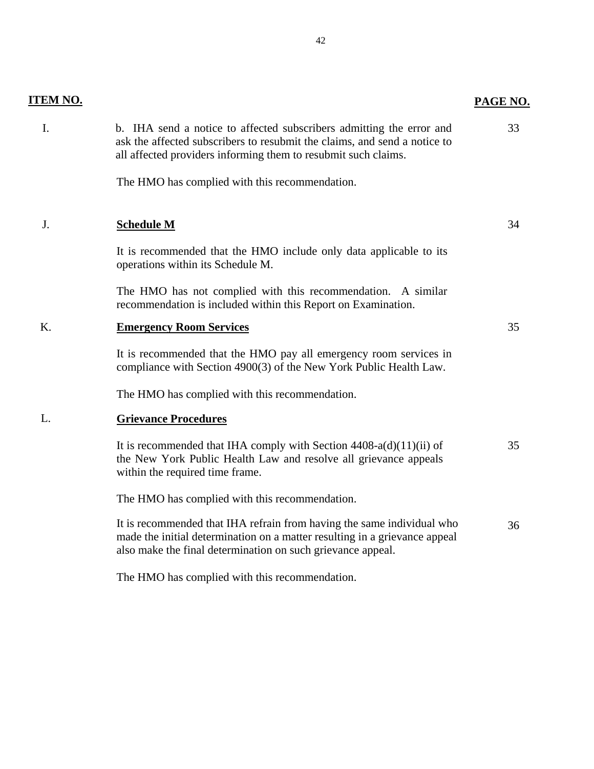| ITEM NO. | | PAGE NO. |
| --- | --- | --- |
| I. | b. IHA send a notice to affected subscribers admitting the error and ask the affected subscribers to resubmit the claims, and send a notice to all affected providers informing them to resubmit such claims.<br><br>The HMO has complied with this recommendation. | 33 |
| J. | **Schedule M**<br><br>It is recommended that the HMO include only data applicable to its operations within its Schedule M.<br><br>The HMO has not complied with this recommendation. A similar recommendation is included within this Report on Examination. | 34 |
| K. | **Emergency Room Services**<br><br>It is recommended that the HMO pay all emergency room services in compliance with Section 4900(3) of the New York Public Health Law.<br><br>The HMO has complied with this recommendation. | 35 |
| L. | **Grievance Procedures** | |
| | It is recommended that IHA comply with Section 4408-a(d)(11)(ii) of the New York Public Health Law and resolve all grievance appeals within the required time frame.<br><br>The HMO has complied with this recommendation. | 35 |
| | It is recommended that IHA refrain from having the same individual who made the initial determination on a matter resulting in a grievance appeal also make the final determination on such grievance appeal.<br><br>The HMO has complied with this recommendation. | 36 |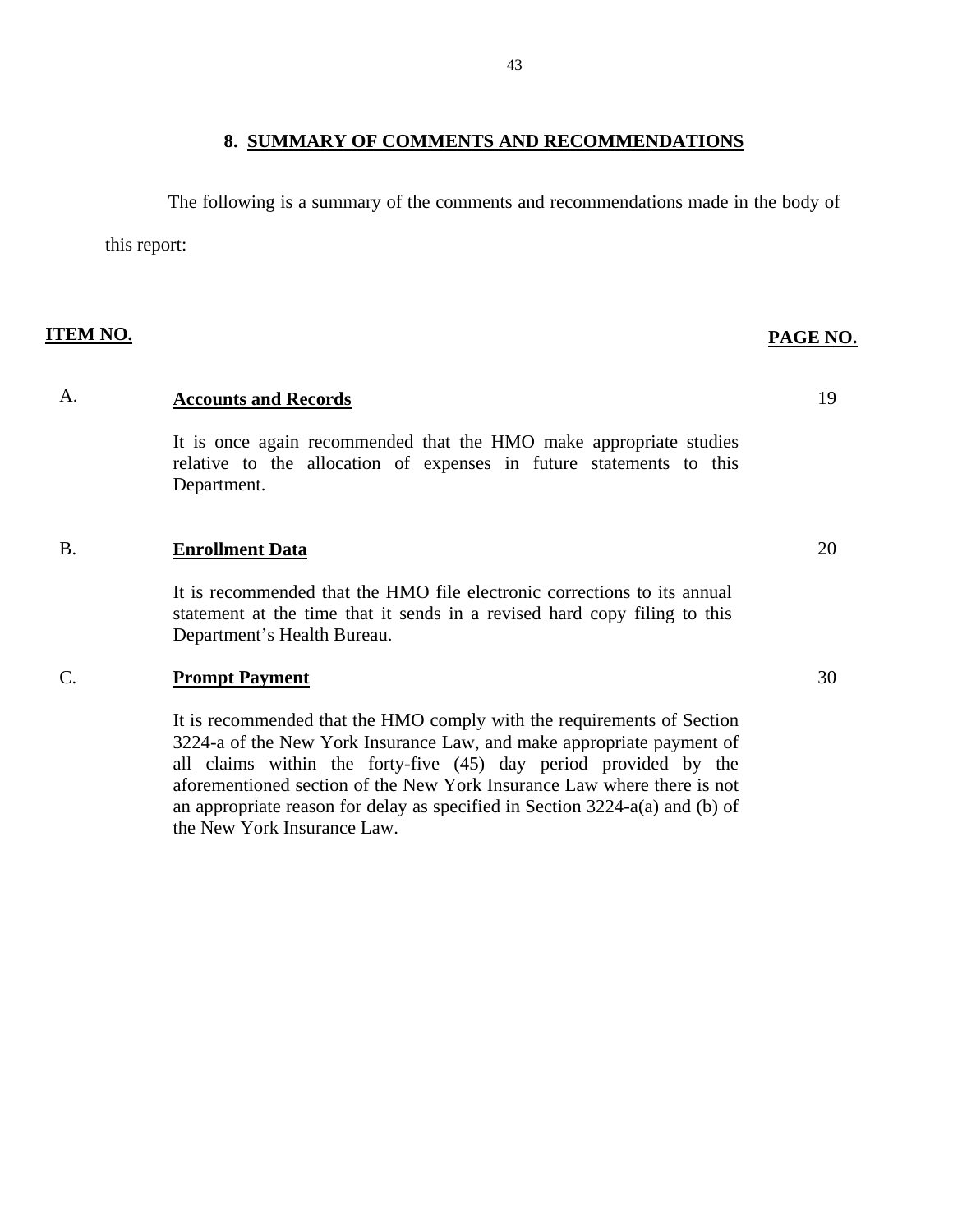## 8. SUMMARY OF COMMENTS AND RECOMMENDATIONS

The following is a summary of the comments and recommendations made in the body of this report:

| ITEM NO. | | PAGE NO. |
|---|---|---|
| A. | **Accounts and Records**<br><br>It is once again recommended that the HMO make appropriate studies relative to the allocation of expenses in future statements to this Department. | 19 |
| B. | **Enrollment Data**<br><br>It is recommended that the HMO file electronic corrections to its annual statement at the time that it sends in a revised hard copy filing to this Department's Health Bureau. | 20 |
| C. | **Prompt Payment**<br><br>It is recommended that the HMO comply with the requirements of Section 3224-a of the New York Insurance Law, and make appropriate payment of all claims within the forty-five (45) day period provided by the aforementioned section of the New York Insurance Law where there is not an appropriate reason for delay as specified in Section 3224-a(a) and (b) of the New York Insurance Law. | 30 |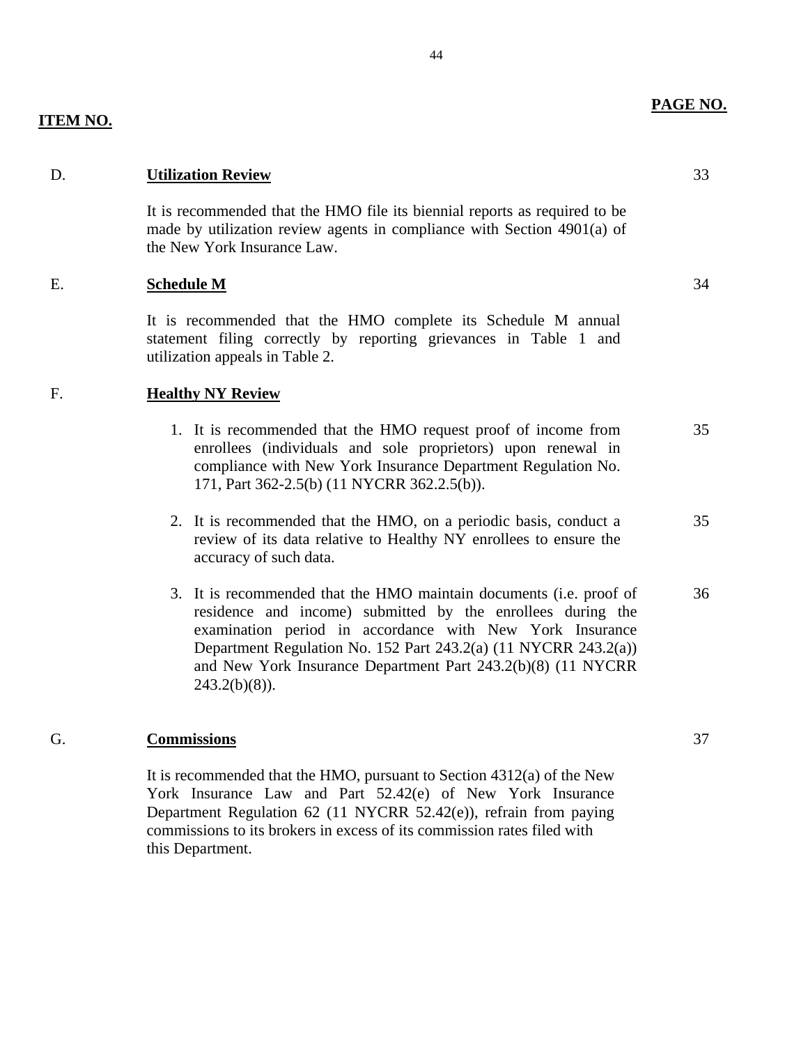| ITEM NO. | | PAGE NO. |
|---|---|---|
| D. | **Utilization Review** | 33 |
| | It is recommended that the HMO file its biennial reports as required to be made by utilization review agents in compliance with Section 4901(a) of the New York Insurance Law. | |
| E. | **Schedule M** | 34 |
| | It is recommended that the HMO complete its Schedule M annual statement filing correctly by reporting grievances in Table 1 and utilization appeals in Table 2. | |
| F. | **Healthy NY Review** | |
| | 1. It is recommended that the HMO request proof of income from enrollees (individuals and sole proprietors) upon renewal in compliance with New York Insurance Department Regulation No. 171, Part 362-2.5(b) (11 NYCRR 362.2.5(b)). | 35 |
| | 2. It is recommended that the HMO, on a periodic basis, conduct a review of its data relative to Healthy NY enrollees to ensure the accuracy of such data. | 35 |
| | 3. It is recommended that the HMO maintain documents (i.e. proof of residence and income) submitted by the enrollees during the examination period in accordance with New York Insurance Department Regulation No. 152 Part 243.2(a) (11 NYCRR 243.2(a)) and New York Insurance Department Part 243.2(b)(8) (11 NYCRR 243.2(b)(8)). | 36 |
| G. | **Commissions** | 37 |
| | It is recommended that the HMO, pursuant to Section 4312(a) of the New York Insurance Law and Part 52.42(e) of New York Insurance Department Regulation 62 (11 NYCRR 52.42(e)), refrain from paying commissions to its brokers in excess of its commission rates filed with this Department. | |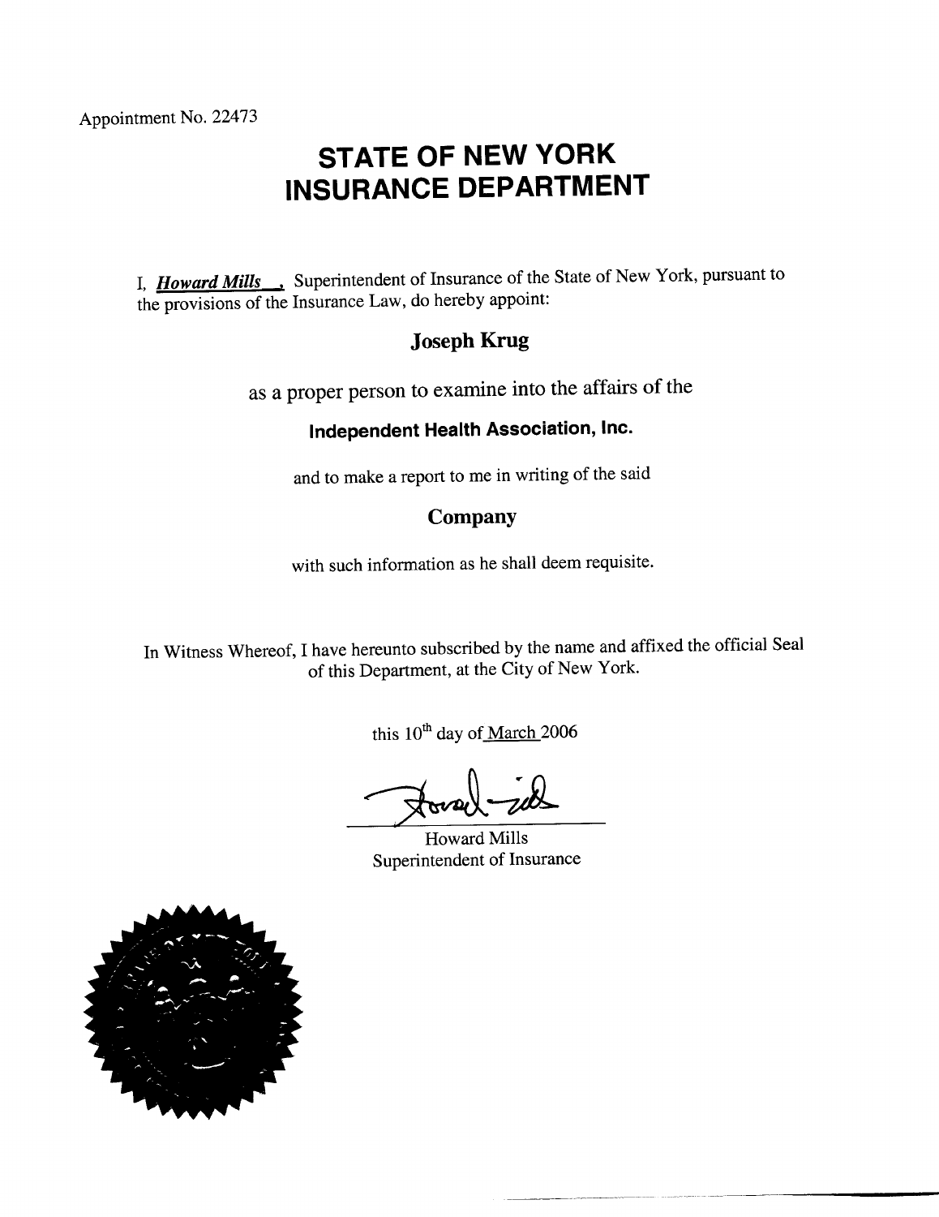Appointment No. 22473

# STATE OF NEW YORK
# INSURANCE DEPARTMENT

I, ***Howard Mills***, Superintendent of Insurance of the State of New York, pursuant to the provisions of the Insurance Law, do hereby appoint:

**Joseph Krug**

as a proper person to examine into the affairs of the

**Independent Health Association, Inc.**

and to make a report to me in writing of the said

**Company**

with such information as he shall deem requisite.

In Witness Whereof, I have hereunto subscribed by the name and affixed the official Seal of this Department, at the City of New York.

this 10th day of March 2006

Howard Mills
Superintendent of Insurance